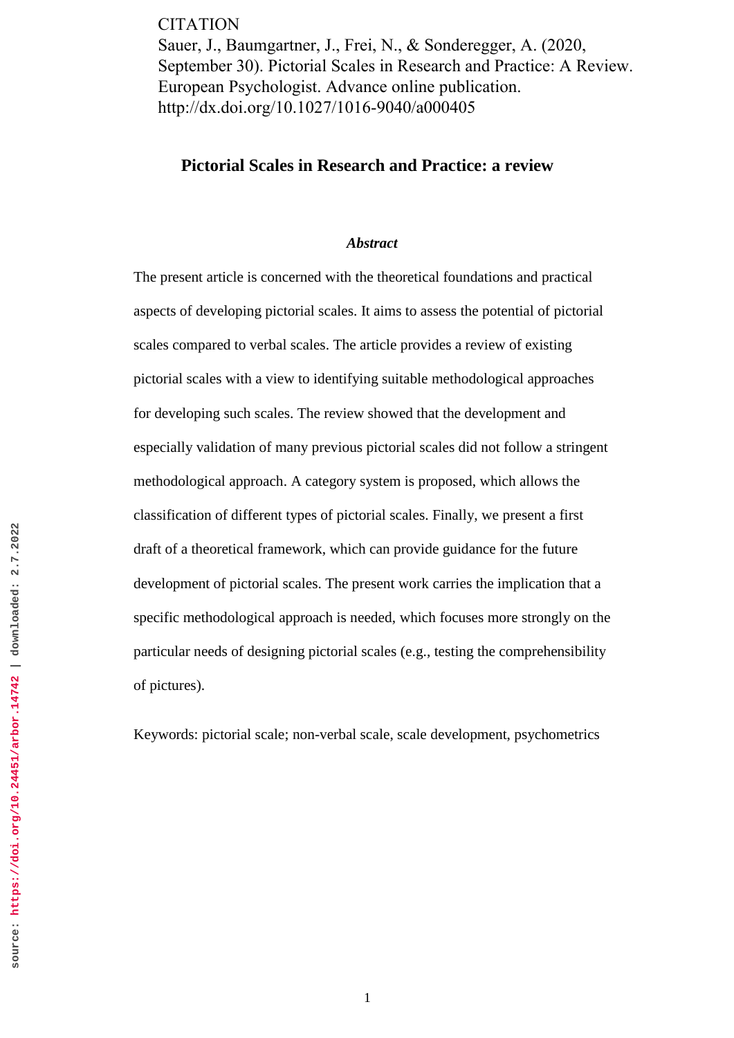CITATION

Sauer, J., Baumgartner, J., Frei, N., & Sonderegger, A. (2020, September 30). Pictorial Scales in Research and Practice: A Review. European Psychologist. Advance online publication. http://dx.doi.org/10.1027/1016-9040/a000405

# Pictorial Scales in Research and Practice: a review

***Abstract***

The present article is concerned with the theoretical foundations and practical aspects of developing pictorial scales. It aims to assess the potential of pictorial scales compared to verbal scales. The article provides a review of existing pictorial scales with a view to identifying suitable methodological approaches for developing such scales. The review showed that the development and especially validation of many previous pictorial scales did not follow a stringent methodological approach. A category system is proposed, which allows the classification of different types of pictorial scales. Finally, we present a first draft of a theoretical framework, which can provide guidance for the future development of pictorial scales. The present work carries the implication that a specific methodological approach is needed, which focuses more strongly on the particular needs of designing pictorial scales (e.g., testing the comprehensibility of pictures).

Keywords: pictorial scale; non-verbal scale, scale development, psychometrics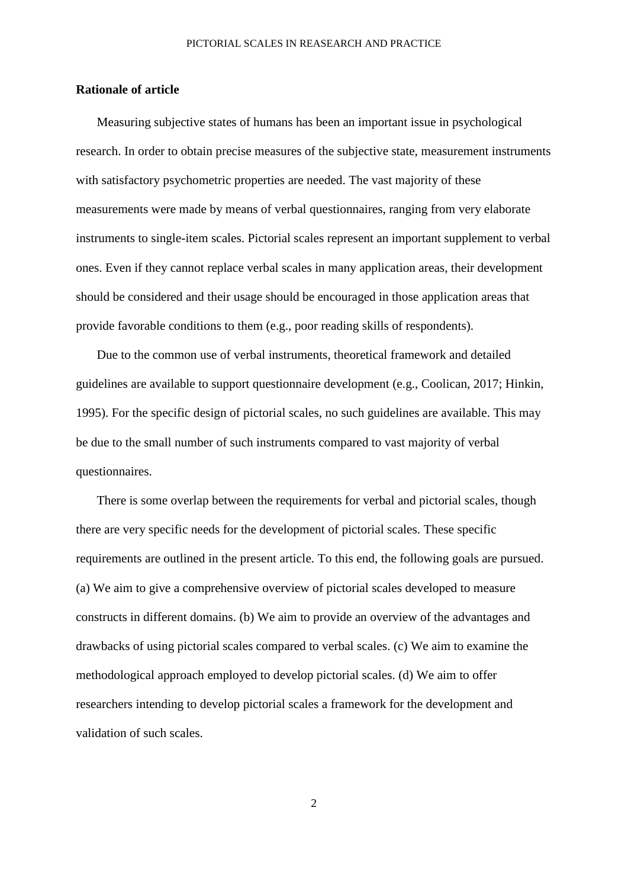**Rationale of article**

Measuring subjective states of humans has been an important issue in psychological research. In order to obtain precise measures of the subjective state, measurement instruments with satisfactory psychometric properties are needed. The vast majority of these measurements were made by means of verbal questionnaires, ranging from very elaborate instruments to single-item scales. Pictorial scales represent an important supplement to verbal ones. Even if they cannot replace verbal scales in many application areas, their development should be considered and their usage should be encouraged in those application areas that provide favorable conditions to them (e.g., poor reading skills of respondents).

Due to the common use of verbal instruments, theoretical framework and detailed guidelines are available to support questionnaire development (e.g., Coolican, 2017; Hinkin, 1995). For the specific design of pictorial scales, no such guidelines are available. This may be due to the small number of such instruments compared to vast majority of verbal questionnaires.

There is some overlap between the requirements for verbal and pictorial scales, though there are very specific needs for the development of pictorial scales. These specific requirements are outlined in the present article. To this end, the following goals are pursued. (a) We aim to give a comprehensive overview of pictorial scales developed to measure constructs in different domains. (b) We aim to provide an overview of the advantages and drawbacks of using pictorial scales compared to verbal scales. (c) We aim to examine the methodological approach employed to develop pictorial scales. (d) We aim to offer researchers intending to develop pictorial scales a framework for the development and validation of such scales.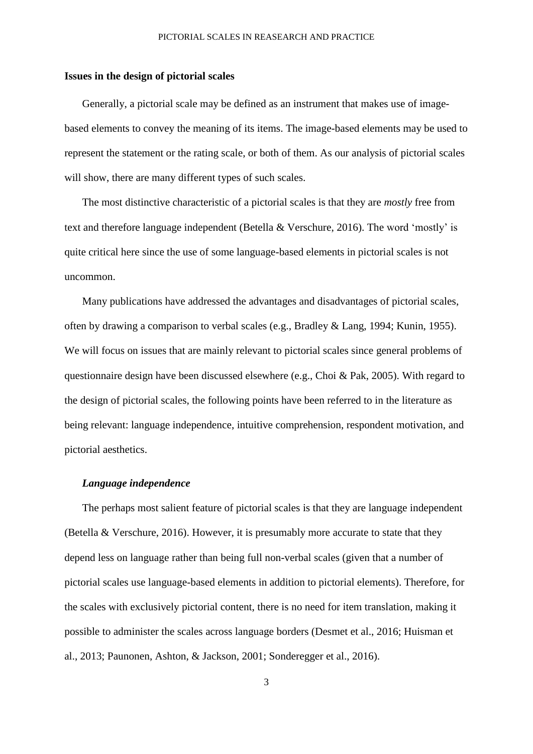## Issues in the design of pictorial scales

Generally, a pictorial scale may be defined as an instrument that makes use of image-based elements to convey the meaning of its items. The image-based elements may be used to represent the statement or the rating scale, or both of them. As our analysis of pictorial scales will show, there are many different types of such scales.

The most distinctive characteristic of a pictorial scales is that they are *mostly* free from text and therefore language independent (Betella & Verschure, 2016). The word 'mostly' is quite critical here since the use of some language-based elements in pictorial scales is not uncommon.

Many publications have addressed the advantages and disadvantages of pictorial scales, often by drawing a comparison to verbal scales (e.g., Bradley & Lang, 1994; Kunin, 1955). We will focus on issues that are mainly relevant to pictorial scales since general problems of questionnaire design have been discussed elsewhere (e.g., Choi & Pak, 2005). With regard to the design of pictorial scales, the following points have been referred to in the literature as being relevant: language independence, intuitive comprehension, respondent motivation, and pictorial aesthetics.

### *Language independence*

The perhaps most salient feature of pictorial scales is that they are language independent (Betella & Verschure, 2016). However, it is presumably more accurate to state that they depend less on language rather than being full non-verbal scales (given that a number of pictorial scales use language-based elements in addition to pictorial elements). Therefore, for the scales with exclusively pictorial content, there is no need for item translation, making it possible to administer the scales across language borders (Desmet et al., 2016; Huisman et al., 2013; Paunonen, Ashton, & Jackson, 2001; Sonderegger et al., 2016).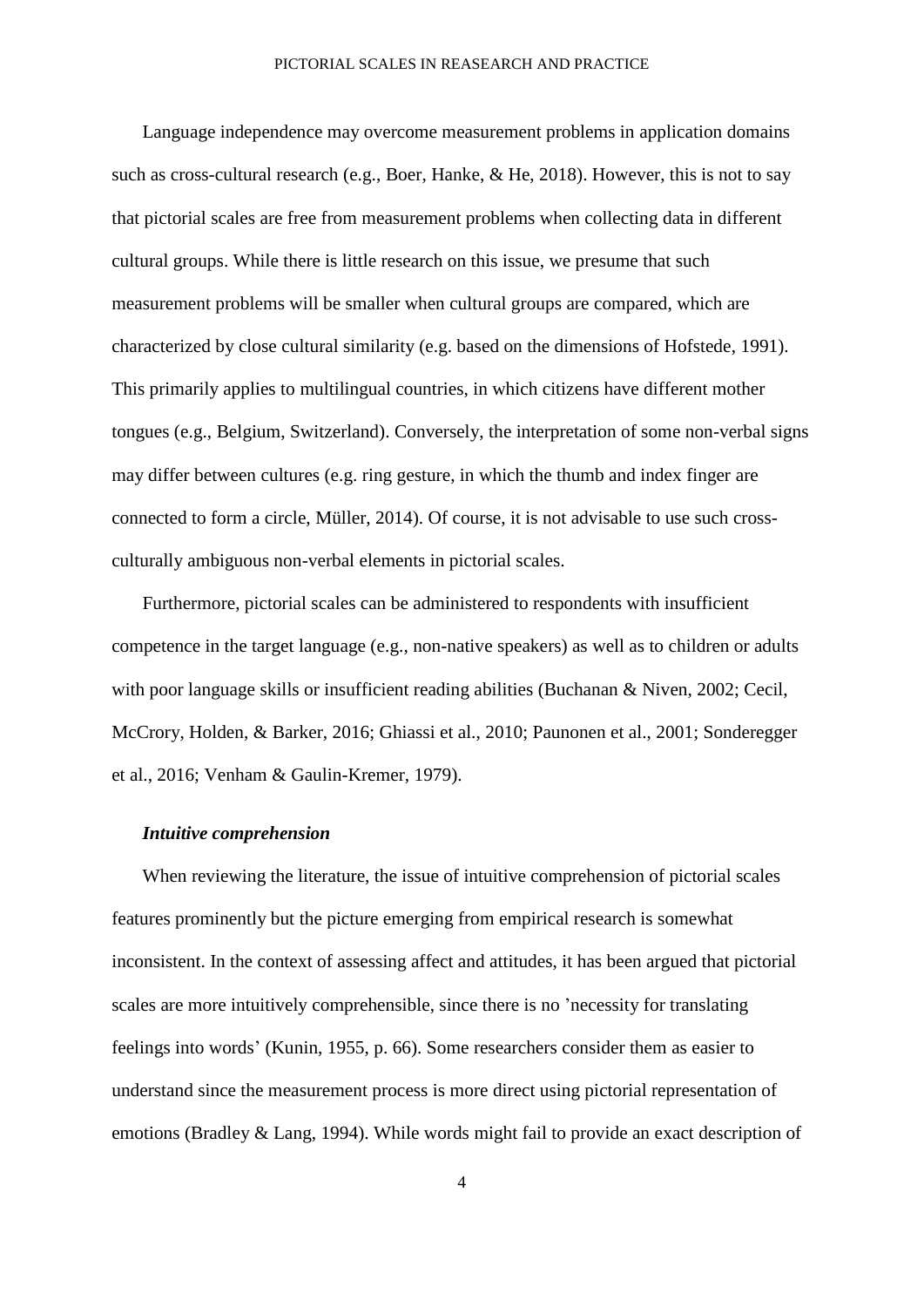Language independence may overcome measurement problems in application domains such as cross-cultural research (e.g., Boer, Hanke, & He, 2018). However, this is not to say that pictorial scales are free from measurement problems when collecting data in different cultural groups. While there is little research on this issue, we presume that such measurement problems will be smaller when cultural groups are compared, which are characterized by close cultural similarity (e.g. based on the dimensions of Hofstede, 1991). This primarily applies to multilingual countries, in which citizens have different mother tongues (e.g., Belgium, Switzerland). Conversely, the interpretation of some non-verbal signs may differ between cultures (e.g. ring gesture, in which the thumb and index finger are connected to form a circle, Müller, 2014). Of course, it is not advisable to use such cross-culturally ambiguous non-verbal elements in pictorial scales.

Furthermore, pictorial scales can be administered to respondents with insufficient competence in the target language (e.g., non-native speakers) as well as to children or adults with poor language skills or insufficient reading abilities (Buchanan & Niven, 2002; Cecil, McCrory, Holden, & Barker, 2016; Ghiassi et al., 2010; Paunonen et al., 2001; Sonderegger et al., 2016; Venham & Gaulin-Kremer, 1979).

### *Intuitive comprehension*

When reviewing the literature, the issue of intuitive comprehension of pictorial scales features prominently but the picture emerging from empirical research is somewhat inconsistent. In the context of assessing affect and attitudes, it has been argued that pictorial scales are more intuitively comprehensible, since there is no 'necessity for translating feelings into words' (Kunin, 1955, p. 66). Some researchers consider them as easier to understand since the measurement process is more direct using pictorial representation of emotions (Bradley & Lang, 1994). While words might fail to provide an exact description of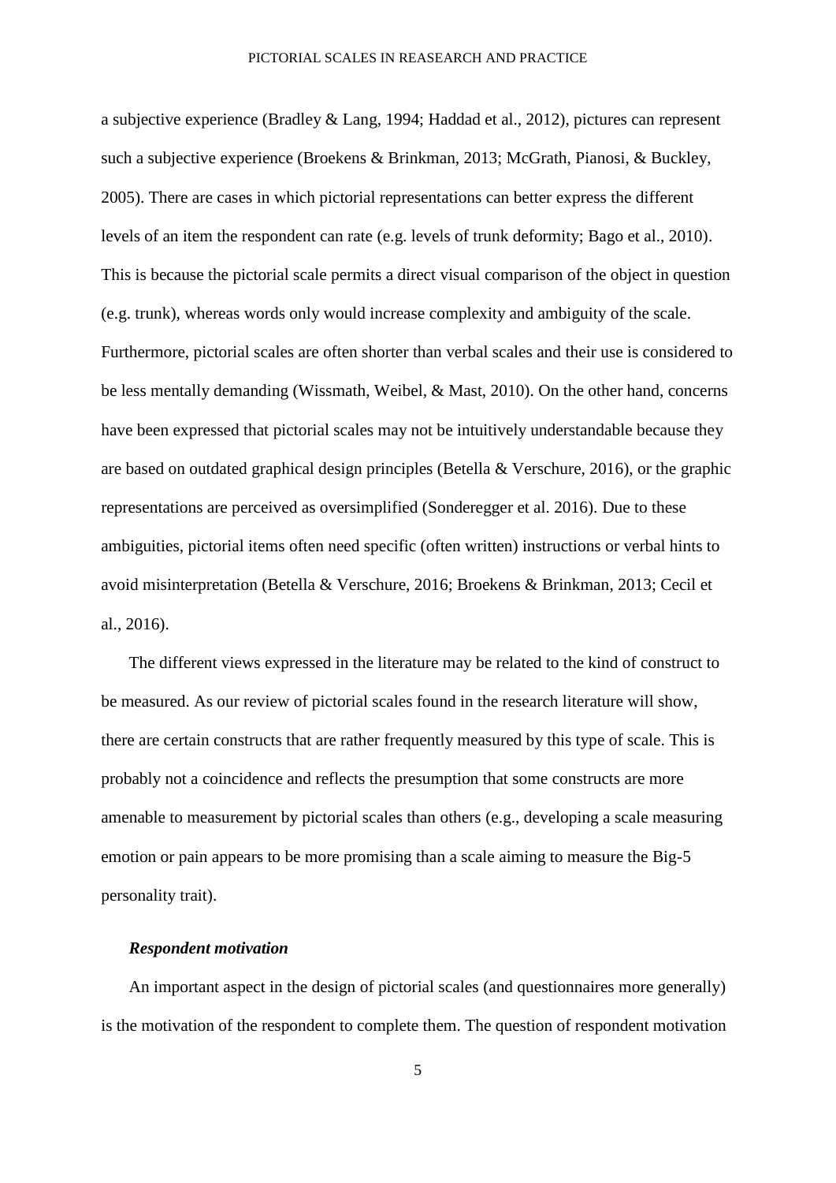a subjective experience (Bradley & Lang, 1994; Haddad et al., 2012), pictures can represent such a subjective experience (Broekens & Brinkman, 2013; McGrath, Pianosi, & Buckley, 2005). There are cases in which pictorial representations can better express the different levels of an item the respondent can rate (e.g. levels of trunk deformity; Bago et al., 2010). This is because the pictorial scale permits a direct visual comparison of the object in question (e.g. trunk), whereas words only would increase complexity and ambiguity of the scale. Furthermore, pictorial scales are often shorter than verbal scales and their use is considered to be less mentally demanding (Wissmath, Weibel, & Mast, 2010). On the other hand, concerns have been expressed that pictorial scales may not be intuitively understandable because they are based on outdated graphical design principles (Betella & Verschure, 2016), or the graphic representations are perceived as oversimplified (Sonderegger et al. 2016). Due to these ambiguities, pictorial items often need specific (often written) instructions or verbal hints to avoid misinterpretation (Betella & Verschure, 2016; Broekens & Brinkman, 2013; Cecil et al., 2016).

The different views expressed in the literature may be related to the kind of construct to be measured. As our review of pictorial scales found in the research literature will show, there are certain constructs that are rather frequently measured by this type of scale. This is probably not a coincidence and reflects the presumption that some constructs are more amenable to measurement by pictorial scales than others (e.g., developing a scale measuring emotion or pain appears to be more promising than a scale aiming to measure the Big-5 personality trait).

### *Respondent motivation*

An important aspect in the design of pictorial scales (and questionnaires more generally) is the motivation of the respondent to complete them. The question of respondent motivation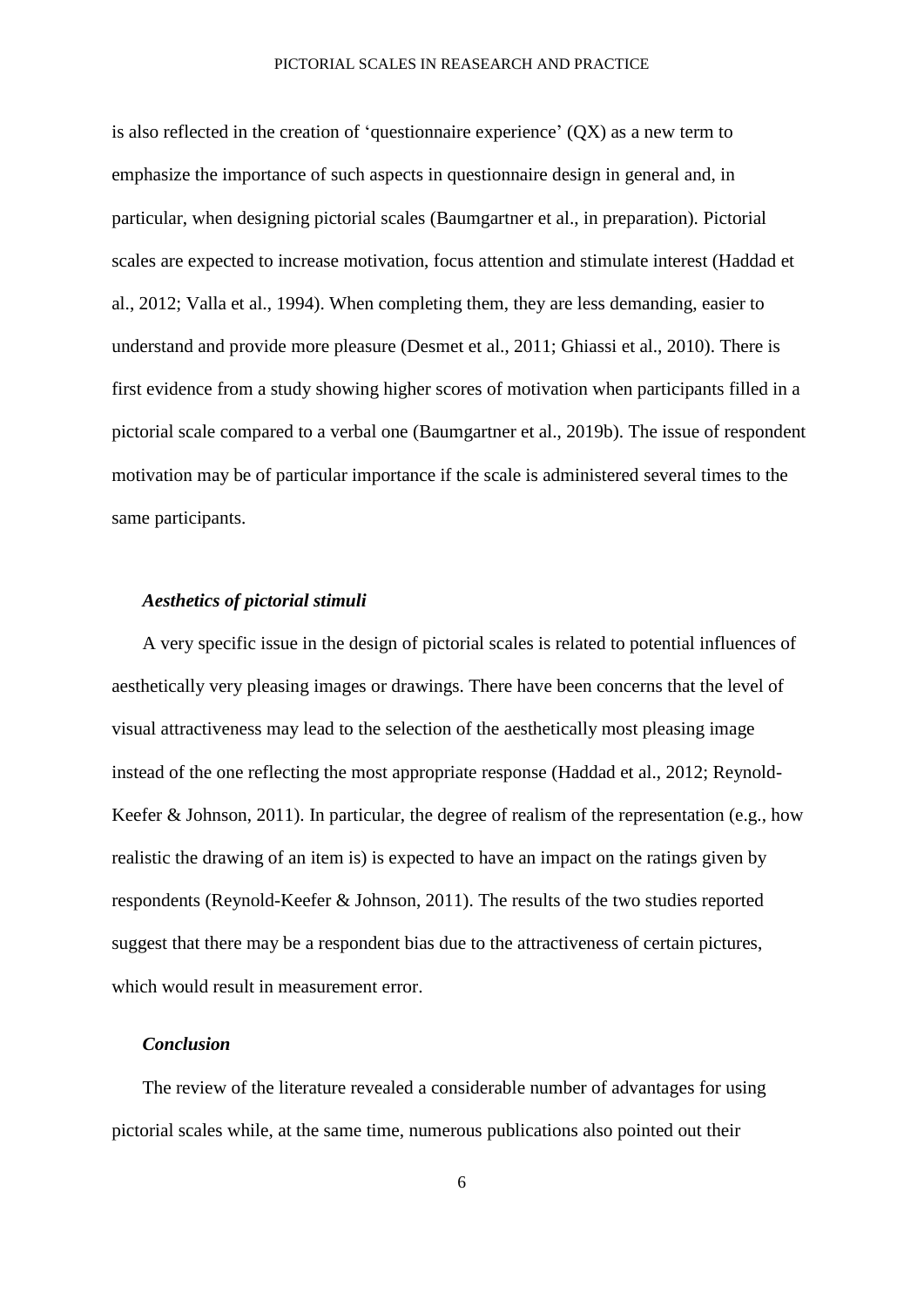is also reflected in the creation of 'questionnaire experience' (QX) as a new term to emphasize the importance of such aspects in questionnaire design in general and, in particular, when designing pictorial scales (Baumgartner et al., in preparation). Pictorial scales are expected to increase motivation, focus attention and stimulate interest (Haddad et al., 2012; Valla et al., 1994). When completing them, they are less demanding, easier to understand and provide more pleasure (Desmet et al., 2011; Ghiassi et al., 2010). There is first evidence from a study showing higher scores of motivation when participants filled in a pictorial scale compared to a verbal one (Baumgartner et al., 2019b). The issue of respondent motivation may be of particular importance if the scale is administered several times to the same participants.

### *Aesthetics of pictorial stimuli*

A very specific issue in the design of pictorial scales is related to potential influences of aesthetically very pleasing images or drawings. There have been concerns that the level of visual attractiveness may lead to the selection of the aesthetically most pleasing image instead of the one reflecting the most appropriate response (Haddad et al., 2012; Reynold-Keefer & Johnson, 2011). In particular, the degree of realism of the representation (e.g., how realistic the drawing of an item is) is expected to have an impact on the ratings given by respondents (Reynold-Keefer & Johnson, 2011). The results of the two studies reported suggest that there may be a respondent bias due to the attractiveness of certain pictures, which would result in measurement error.

### *Conclusion*

The review of the literature revealed a considerable number of advantages for using pictorial scales while, at the same time, numerous publications also pointed out their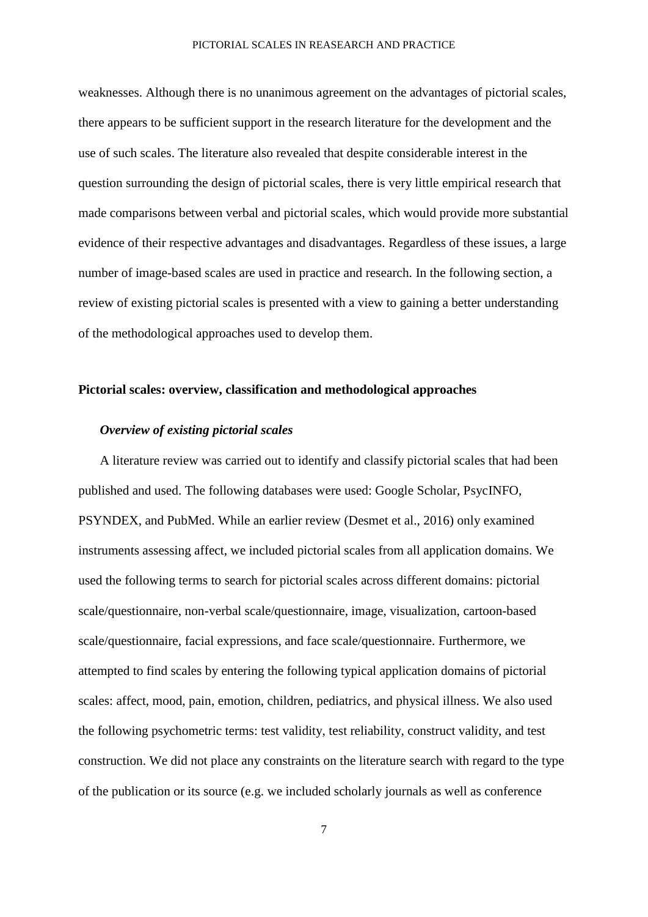weaknesses. Although there is no unanimous agreement on the advantages of pictorial scales, there appears to be sufficient support in the research literature for the development and the use of such scales. The literature also revealed that despite considerable interest in the question surrounding the design of pictorial scales, there is very little empirical research that made comparisons between verbal and pictorial scales, which would provide more substantial evidence of their respective advantages and disadvantages. Regardless of these issues, a large number of image-based scales are used in practice and research. In the following section, a review of existing pictorial scales is presented with a view to gaining a better understanding of the methodological approaches used to develop them.

## Pictorial scales: overview, classification and methodological approaches

### *Overview of existing pictorial scales*

A literature review was carried out to identify and classify pictorial scales that had been published and used. The following databases were used: Google Scholar, PsycINFO, PSYNDEX, and PubMed. While an earlier review (Desmet et al., 2016) only examined instruments assessing affect, we included pictorial scales from all application domains. We used the following terms to search for pictorial scales across different domains: pictorial scale/questionnaire, non-verbal scale/questionnaire, image, visualization, cartoon-based scale/questionnaire, facial expressions, and face scale/questionnaire. Furthermore, we attempted to find scales by entering the following typical application domains of pictorial scales: affect, mood, pain, emotion, children, pediatrics, and physical illness. We also used the following psychometric terms: test validity, test reliability, construct validity, and test construction. We did not place any constraints on the literature search with regard to the type of the publication or its source (e.g. we included scholarly journals as well as conference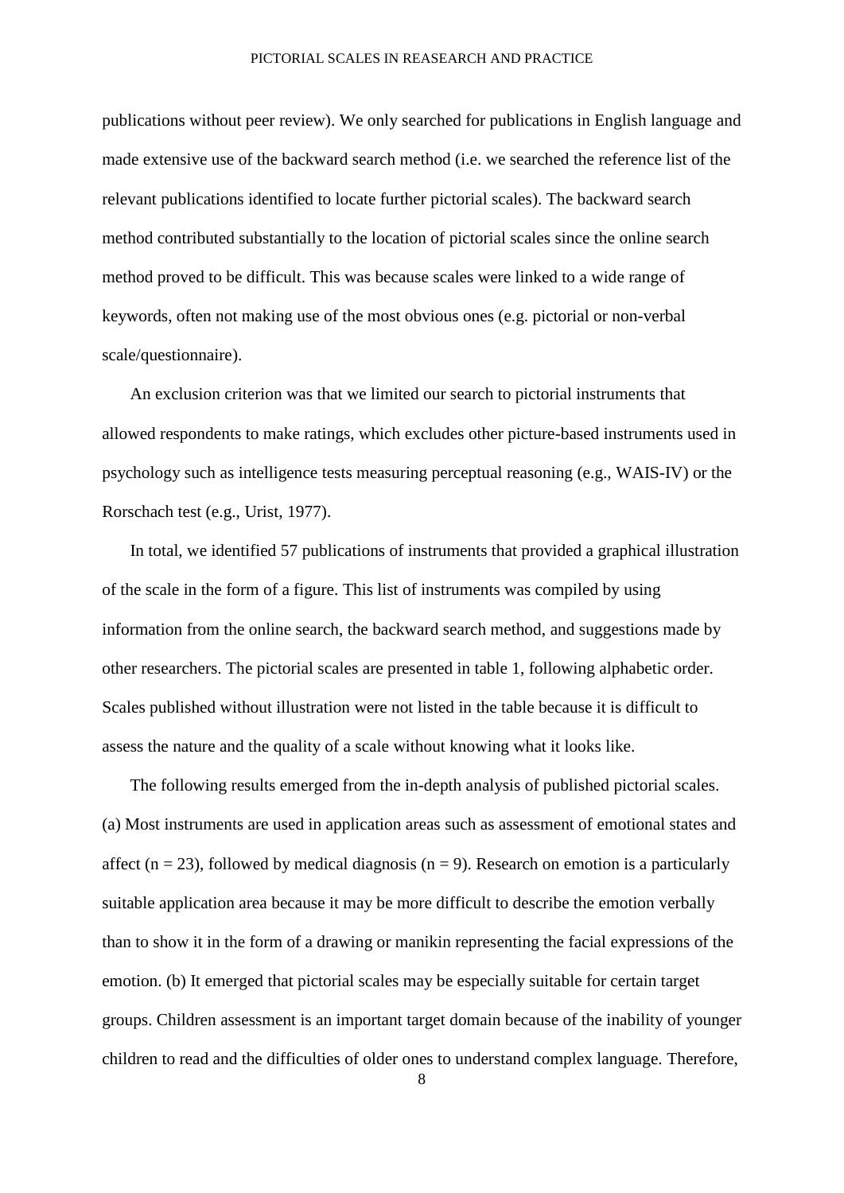publications without peer review). We only searched for publications in English language and made extensive use of the backward search method (i.e. we searched the reference list of the relevant publications identified to locate further pictorial scales). The backward search method contributed substantially to the location of pictorial scales since the online search method proved to be difficult. This was because scales were linked to a wide range of keywords, often not making use of the most obvious ones (e.g. pictorial or non-verbal scale/questionnaire).

An exclusion criterion was that we limited our search to pictorial instruments that allowed respondents to make ratings, which excludes other picture-based instruments used in psychology such as intelligence tests measuring perceptual reasoning (e.g., WAIS-IV) or the Rorschach test (e.g., Urist, 1977).

In total, we identified 57 publications of instruments that provided a graphical illustration of the scale in the form of a figure. This list of instruments was compiled by using information from the online search, the backward search method, and suggestions made by other researchers. The pictorial scales are presented in table 1, following alphabetic order. Scales published without illustration were not listed in the table because it is difficult to assess the nature and the quality of a scale without knowing what it looks like.

The following results emerged from the in-depth analysis of published pictorial scales. (a) Most instruments are used in application areas such as assessment of emotional states and affect (n = 23), followed by medical diagnosis (n = 9). Research on emotion is a particularly suitable application area because it may be more difficult to describe the emotion verbally than to show it in the form of a drawing or manikin representing the facial expressions of the emotion. (b) It emerged that pictorial scales may be especially suitable for certain target groups. Children assessment is an important target domain because of the inability of younger children to read and the difficulties of older ones to understand complex language. Therefore,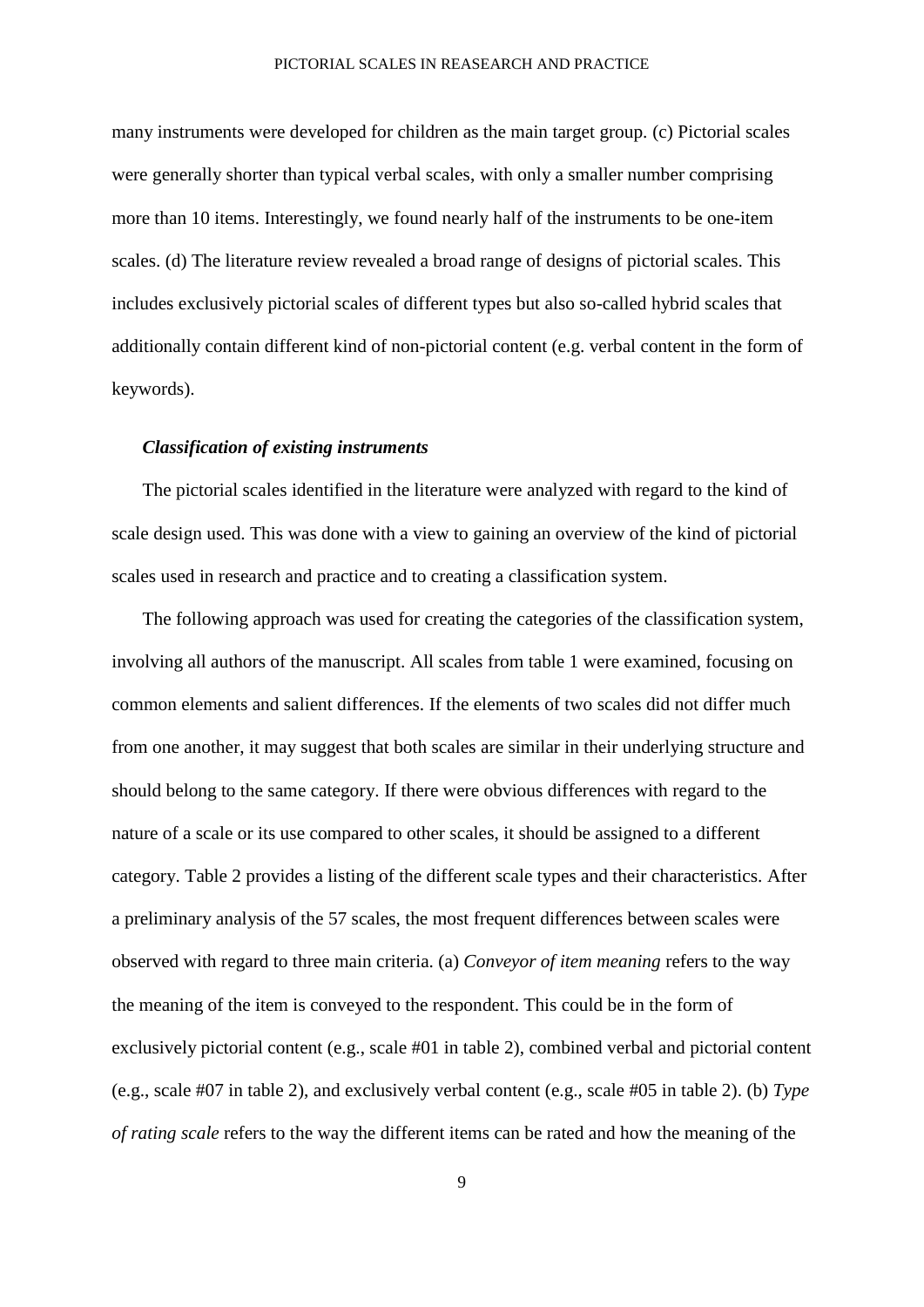many instruments were developed for children as the main target group. (c) Pictorial scales were generally shorter than typical verbal scales, with only a smaller number comprising more than 10 items. Interestingly, we found nearly half of the instruments to be one-item scales. (d) The literature review revealed a broad range of designs of pictorial scales. This includes exclusively pictorial scales of different types but also so-called hybrid scales that additionally contain different kind of non-pictorial content (e.g. verbal content in the form of keywords).

### *Classification of existing instruments*

The pictorial scales identified in the literature were analyzed with regard to the kind of scale design used. This was done with a view to gaining an overview of the kind of pictorial scales used in research and practice and to creating a classification system.

The following approach was used for creating the categories of the classification system, involving all authors of the manuscript. All scales from table 1 were examined, focusing on common elements and salient differences. If the elements of two scales did not differ much from one another, it may suggest that both scales are similar in their underlying structure and should belong to the same category. If there were obvious differences with regard to the nature of a scale or its use compared to other scales, it should be assigned to a different category. Table 2 provides a listing of the different scale types and their characteristics. After a preliminary analysis of the 57 scales, the most frequent differences between scales were observed with regard to three main criteria. (a) *Conveyor of item meaning* refers to the way the meaning of the item is conveyed to the respondent. This could be in the form of exclusively pictorial content (e.g., scale #01 in table 2), combined verbal and pictorial content (e.g., scale #07 in table 2), and exclusively verbal content (e.g., scale #05 in table 2). (b) *Type of rating scale* refers to the way the different items can be rated and how the meaning of the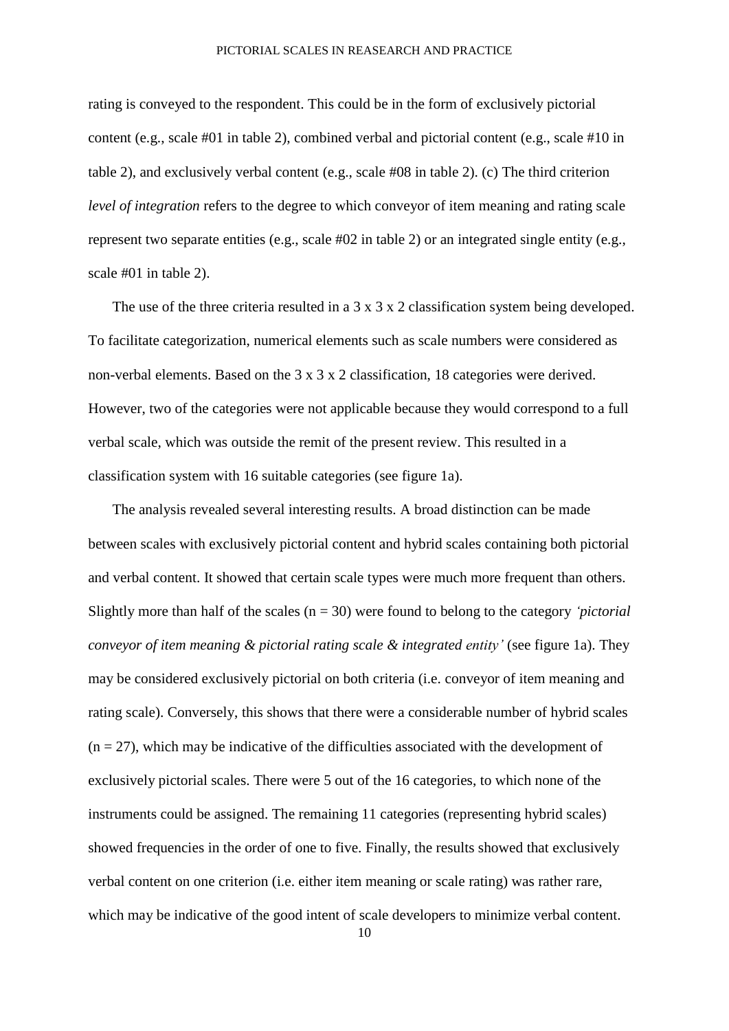rating is conveyed to the respondent. This could be in the form of exclusively pictorial content (e.g., scale #01 in table 2), combined verbal and pictorial content (e.g., scale #10 in table 2), and exclusively verbal content (e.g., scale #08 in table 2). (c) The third criterion *level of integration* refers to the degree to which conveyor of item meaning and rating scale represent two separate entities (e.g., scale #02 in table 2) or an integrated single entity (e.g., scale #01 in table 2).

The use of the three criteria resulted in a 3 x 3 x 2 classification system being developed. To facilitate categorization, numerical elements such as scale numbers were considered as non-verbal elements. Based on the 3 x 3 x 2 classification, 18 categories were derived. However, two of the categories were not applicable because they would correspond to a full verbal scale, which was outside the remit of the present review. This resulted in a classification system with 16 suitable categories (see figure 1a).

The analysis revealed several interesting results. A broad distinction can be made between scales with exclusively pictorial content and hybrid scales containing both pictorial and verbal content. It showed that certain scale types were much more frequent than others. Slightly more than half of the scales (n = 30) were found to belong to the category *'pictorial conveyor of item meaning & pictorial rating scale & integrated entity'* (see figure 1a). They may be considered exclusively pictorial on both criteria (i.e. conveyor of item meaning and rating scale). Conversely, this shows that there were a considerable number of hybrid scales (n = 27), which may be indicative of the difficulties associated with the development of exclusively pictorial scales. There were 5 out of the 16 categories, to which none of the instruments could be assigned. The remaining 11 categories (representing hybrid scales) showed frequencies in the order of one to five. Finally, the results showed that exclusively verbal content on one criterion (i.e. either item meaning or scale rating) was rather rare, which may be indicative of the good intent of scale developers to minimize verbal content.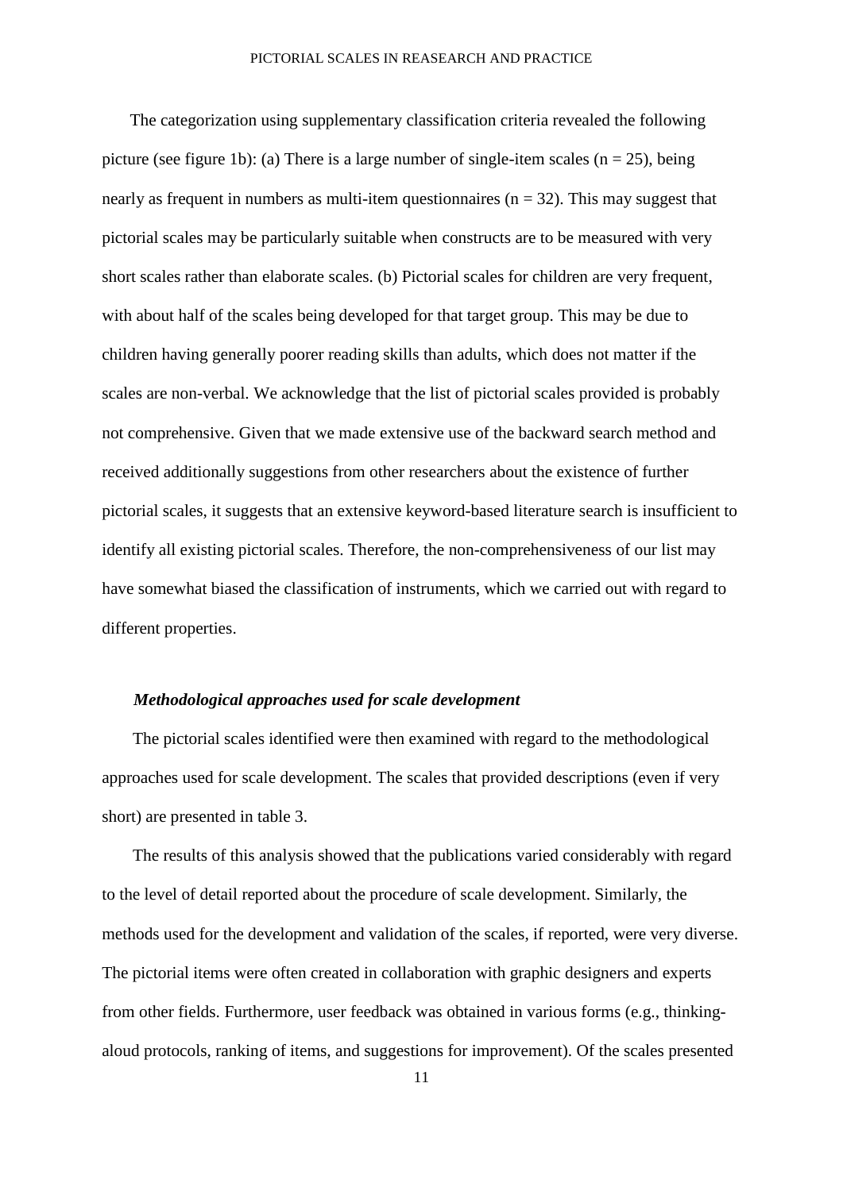The categorization using supplementary classification criteria revealed the following picture (see figure 1b): (a) There is a large number of single-item scales (n = 25), being nearly as frequent in numbers as multi-item questionnaires (n = 32). This may suggest that pictorial scales may be particularly suitable when constructs are to be measured with very short scales rather than elaborate scales. (b) Pictorial scales for children are very frequent, with about half of the scales being developed for that target group. This may be due to children having generally poorer reading skills than adults, which does not matter if the scales are non-verbal. We acknowledge that the list of pictorial scales provided is probably not comprehensive. Given that we made extensive use of the backward search method and received additionally suggestions from other researchers about the existence of further pictorial scales, it suggests that an extensive keyword-based literature search is insufficient to identify all existing pictorial scales. Therefore, the non-comprehensiveness of our list may have somewhat biased the classification of instruments, which we carried out with regard to different properties.

### *Methodological approaches used for scale development*

The pictorial scales identified were then examined with regard to the methodological approaches used for scale development. The scales that provided descriptions (even if very short) are presented in table 3.

The results of this analysis showed that the publications varied considerably with regard to the level of detail reported about the procedure of scale development. Similarly, the methods used for the development and validation of the scales, if reported, were very diverse. The pictorial items were often created in collaboration with graphic designers and experts from other fields. Furthermore, user feedback was obtained in various forms (e.g., thinking-aloud protocols, ranking of items, and suggestions for improvement). Of the scales presented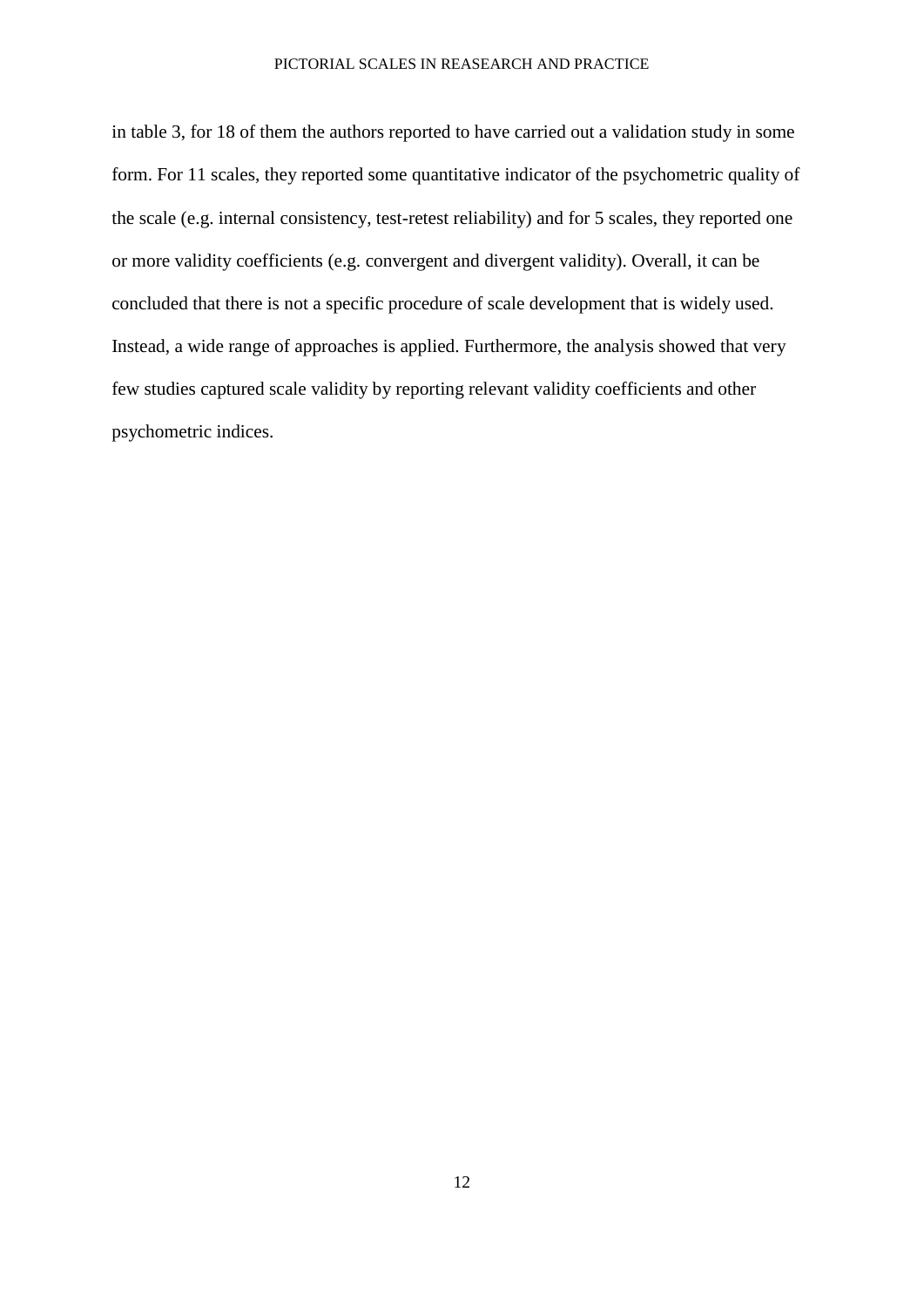in table 3, for 18 of them the authors reported to have carried out a validation study in some form. For 11 scales, they reported some quantitative indicator of the psychometric quality of the scale (e.g. internal consistency, test-retest reliability) and for 5 scales, they reported one or more validity coefficients (e.g. convergent and divergent validity). Overall, it can be concluded that there is not a specific procedure of scale development that is widely used. Instead, a wide range of approaches is applied. Furthermore, the analysis showed that very few studies captured scale validity by reporting relevant validity coefficients and other psychometric indices.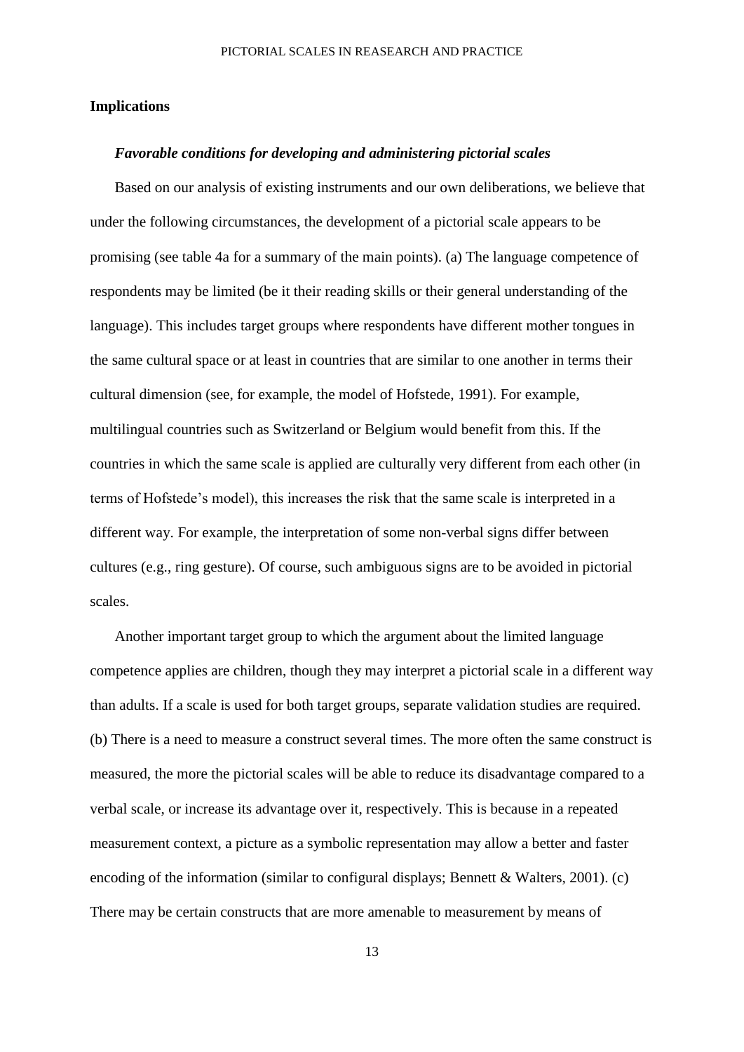## Implications

### *Favorable conditions for developing and administering pictorial scales*

Based on our analysis of existing instruments and our own deliberations, we believe that under the following circumstances, the development of a pictorial scale appears to be promising (see table 4a for a summary of the main points). (a) The language competence of respondents may be limited (be it their reading skills or their general understanding of the language). This includes target groups where respondents have different mother tongues in the same cultural space or at least in countries that are similar to one another in terms their cultural dimension (see, for example, the model of Hofstede, 1991). For example, multilingual countries such as Switzerland or Belgium would benefit from this. If the countries in which the same scale is applied are culturally very different from each other (in terms of Hofstede's model), this increases the risk that the same scale is interpreted in a different way. For example, the interpretation of some non-verbal signs differ between cultures (e.g., ring gesture). Of course, such ambiguous signs are to be avoided in pictorial scales.

Another important target group to which the argument about the limited language competence applies are children, though they may interpret a pictorial scale in a different way than adults. If a scale is used for both target groups, separate validation studies are required. (b) There is a need to measure a construct several times. The more often the same construct is measured, the more the pictorial scales will be able to reduce its disadvantage compared to a verbal scale, or increase its advantage over it, respectively. This is because in a repeated measurement context, a picture as a symbolic representation may allow a better and faster encoding of the information (similar to configural displays; Bennett & Walters, 2001). (c) There may be certain constructs that are more amenable to measurement by means of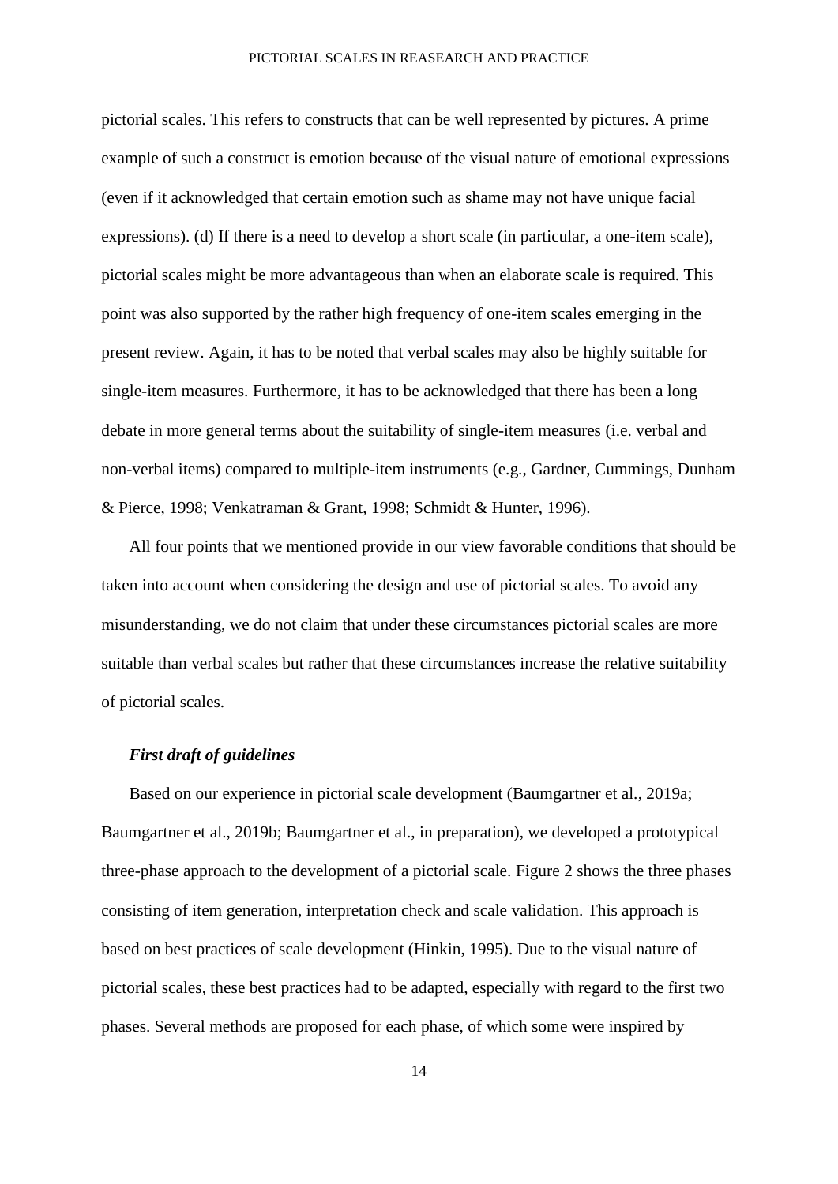pictorial scales. This refers to constructs that can be well represented by pictures. A prime example of such a construct is emotion because of the visual nature of emotional expressions (even if it acknowledged that certain emotion such as shame may not have unique facial expressions). (d) If there is a need to develop a short scale (in particular, a one-item scale), pictorial scales might be more advantageous than when an elaborate scale is required. This point was also supported by the rather high frequency of one-item scales emerging in the present review. Again, it has to be noted that verbal scales may also be highly suitable for single-item measures. Furthermore, it has to be acknowledged that there has been a long debate in more general terms about the suitability of single-item measures (i.e. verbal and non-verbal items) compared to multiple-item instruments (e.g., Gardner, Cummings, Dunham & Pierce, 1998; Venkatraman & Grant, 1998; Schmidt & Hunter, 1996).

All four points that we mentioned provide in our view favorable conditions that should be taken into account when considering the design and use of pictorial scales. To avoid any misunderstanding, we do not claim that under these circumstances pictorial scales are more suitable than verbal scales but rather that these circumstances increase the relative suitability of pictorial scales.

### *First draft of guidelines*

Based on our experience in pictorial scale development (Baumgartner et al., 2019a; Baumgartner et al., 2019b; Baumgartner et al., in preparation), we developed a prototypical three-phase approach to the development of a pictorial scale. Figure 2 shows the three phases consisting of item generation, interpretation check and scale validation. This approach is based on best practices of scale development (Hinkin, 1995). Due to the visual nature of pictorial scales, these best practices had to be adapted, especially with regard to the first two phases. Several methods are proposed for each phase, of which some were inspired by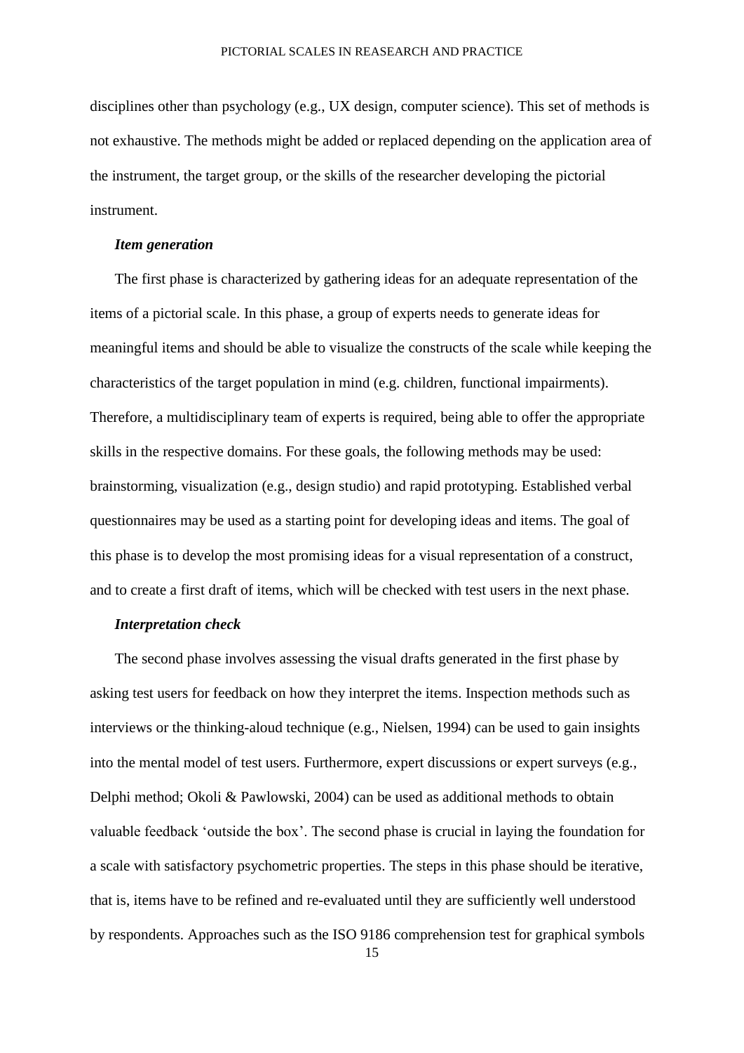disciplines other than psychology (e.g., UX design, computer science). This set of methods is not exhaustive. The methods might be added or replaced depending on the application area of the instrument, the target group, or the skills of the researcher developing the pictorial instrument.

***Item generation***

The first phase is characterized by gathering ideas for an adequate representation of the items of a pictorial scale. In this phase, a group of experts needs to generate ideas for meaningful items and should be able to visualize the constructs of the scale while keeping the characteristics of the target population in mind (e.g. children, functional impairments). Therefore, a multidisciplinary team of experts is required, being able to offer the appropriate skills in the respective domains. For these goals, the following methods may be used: brainstorming, visualization (e.g., design studio) and rapid prototyping. Established verbal questionnaires may be used as a starting point for developing ideas and items. The goal of this phase is to develop the most promising ideas for a visual representation of a construct, and to create a first draft of items, which will be checked with test users in the next phase.

***Interpretation check***

The second phase involves assessing the visual drafts generated in the first phase by asking test users for feedback on how they interpret the items. Inspection methods such as interviews or the thinking-aloud technique (e.g., Nielsen, 1994) can be used to gain insights into the mental model of test users. Furthermore, expert discussions or expert surveys (e.g., Delphi method; Okoli & Pawlowski, 2004) can be used as additional methods to obtain valuable feedback 'outside the box'. The second phase is crucial in laying the foundation for a scale with satisfactory psychometric properties. The steps in this phase should be iterative, that is, items have to be refined and re-evaluated until they are sufficiently well understood by respondents. Approaches such as the ISO 9186 comprehension test for graphical symbols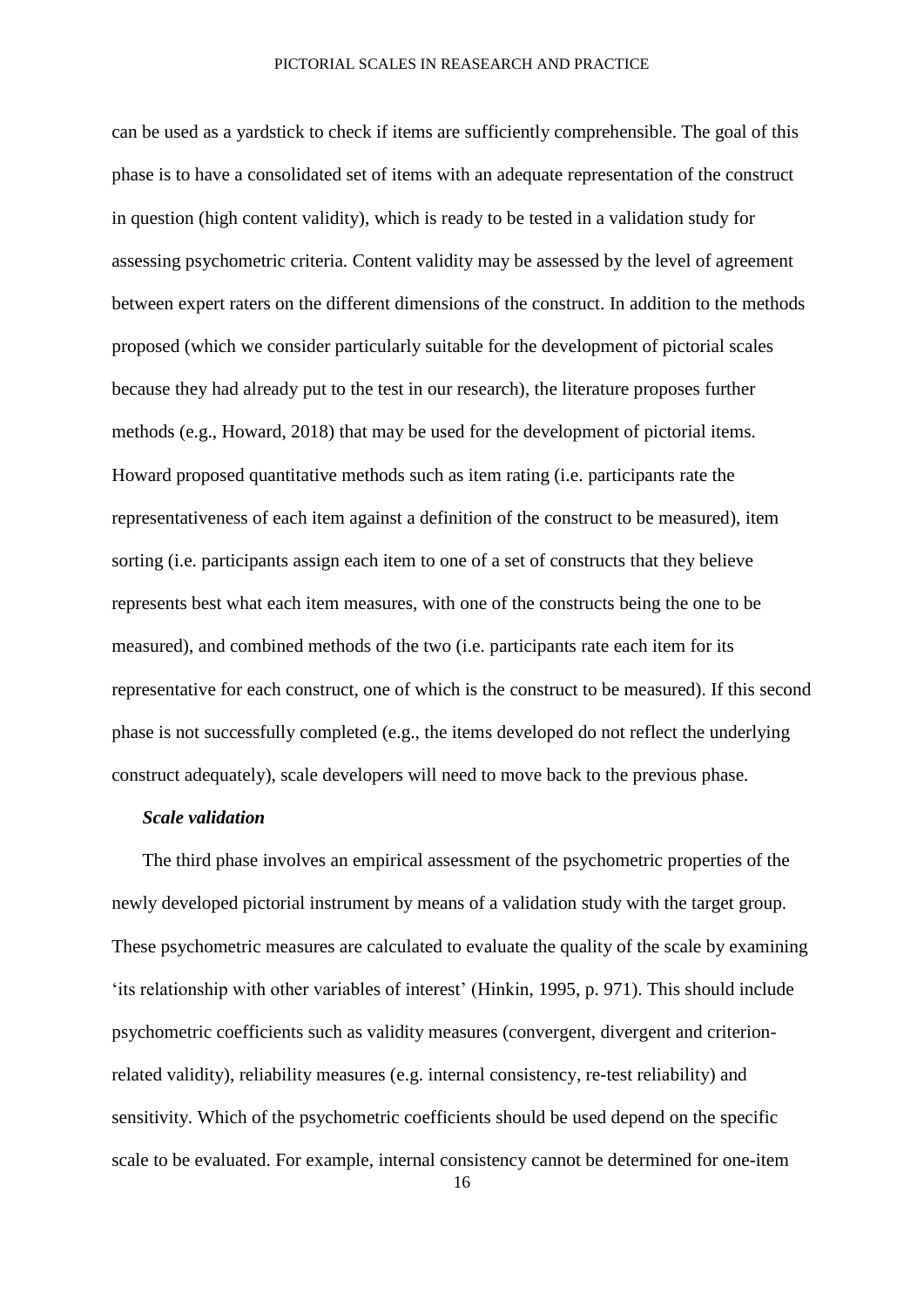can be used as a yardstick to check if items are sufficiently comprehensible. The goal of this phase is to have a consolidated set of items with an adequate representation of the construct in question (high content validity), which is ready to be tested in a validation study for assessing psychometric criteria. Content validity may be assessed by the level of agreement between expert raters on the different dimensions of the construct. In addition to the methods proposed (which we consider particularly suitable for the development of pictorial scales because they had already put to the test in our research), the literature proposes further methods (e.g., Howard, 2018) that may be used for the development of pictorial items. Howard proposed quantitative methods such as item rating (i.e. participants rate the representativeness of each item against a definition of the construct to be measured), item sorting (i.e. participants assign each item to one of a set of constructs that they believe represents best what each item measures, with one of the constructs being the one to be measured), and combined methods of the two (i.e. participants rate each item for its representative for each construct, one of which is the construct to be measured). If this second phase is not successfully completed (e.g., the items developed do not reflect the underlying construct adequately), scale developers will need to move back to the previous phase.

***Scale validation***

The third phase involves an empirical assessment of the psychometric properties of the newly developed pictorial instrument by means of a validation study with the target group. These psychometric measures are calculated to evaluate the quality of the scale by examining 'its relationship with other variables of interest' (Hinkin, 1995, p. 971). This should include psychometric coefficients such as validity measures (convergent, divergent and criterion-related validity), reliability measures (e.g. internal consistency, re-test reliability) and sensitivity. Which of the psychometric coefficients should be used depend on the specific scale to be evaluated. For example, internal consistency cannot be determined for one-item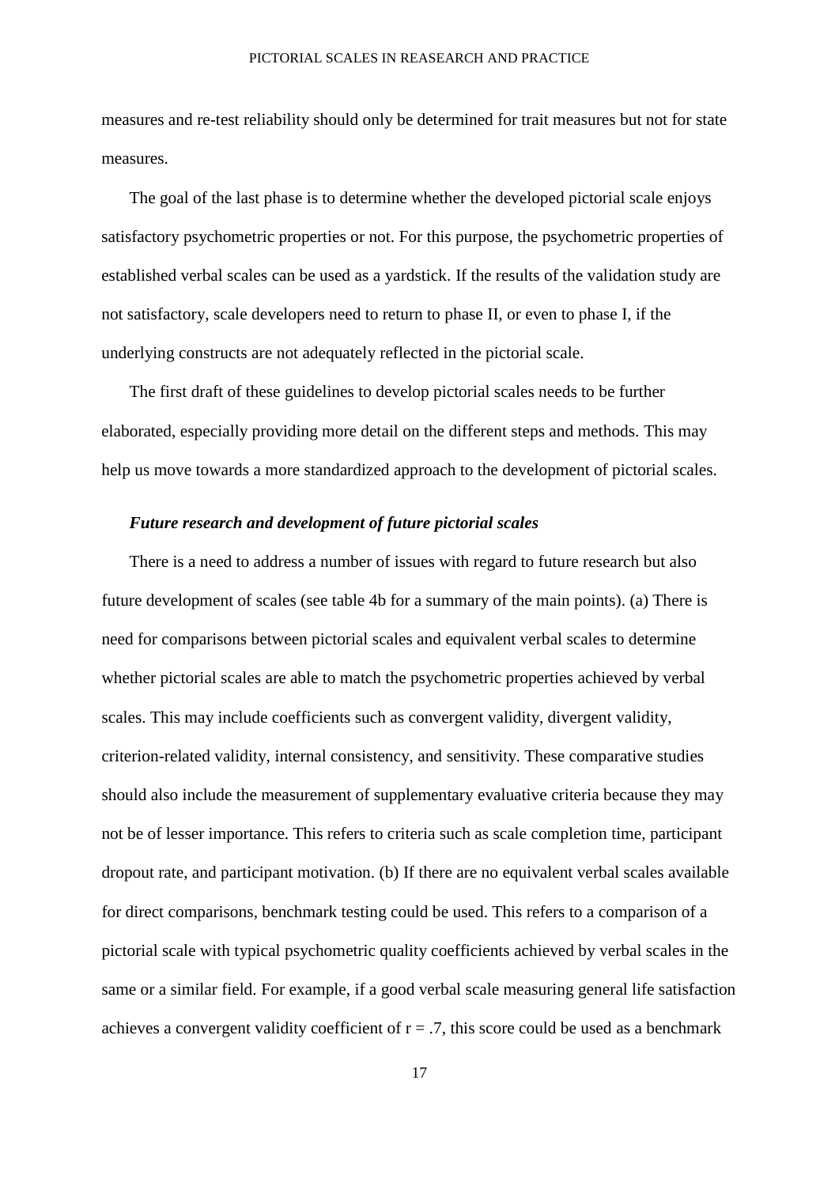measures and re-test reliability should only be determined for trait measures but not for state measures.

The goal of the last phase is to determine whether the developed pictorial scale enjoys satisfactory psychometric properties or not. For this purpose, the psychometric properties of established verbal scales can be used as a yardstick. If the results of the validation study are not satisfactory, scale developers need to return to phase II, or even to phase I, if the underlying constructs are not adequately reflected in the pictorial scale.

The first draft of these guidelines to develop pictorial scales needs to be further elaborated, especially providing more detail on the different steps and methods. This may help us move towards a more standardized approach to the development of pictorial scales.

### *Future research and development of future pictorial scales*

There is a need to address a number of issues with regard to future research but also future development of scales (see table 4b for a summary of the main points). (a) There is need for comparisons between pictorial scales and equivalent verbal scales to determine whether pictorial scales are able to match the psychometric properties achieved by verbal scales. This may include coefficients such as convergent validity, divergent validity, criterion-related validity, internal consistency, and sensitivity. These comparative studies should also include the measurement of supplementary evaluative criteria because they may not be of lesser importance. This refers to criteria such as scale completion time, participant dropout rate, and participant motivation. (b) If there are no equivalent verbal scales available for direct comparisons, benchmark testing could be used. This refers to a comparison of a pictorial scale with typical psychometric quality coefficients achieved by verbal scales in the same or a similar field. For example, if a good verbal scale measuring general life satisfaction achieves a convergent validity coefficient of $r = .7$, this score could be used as a benchmark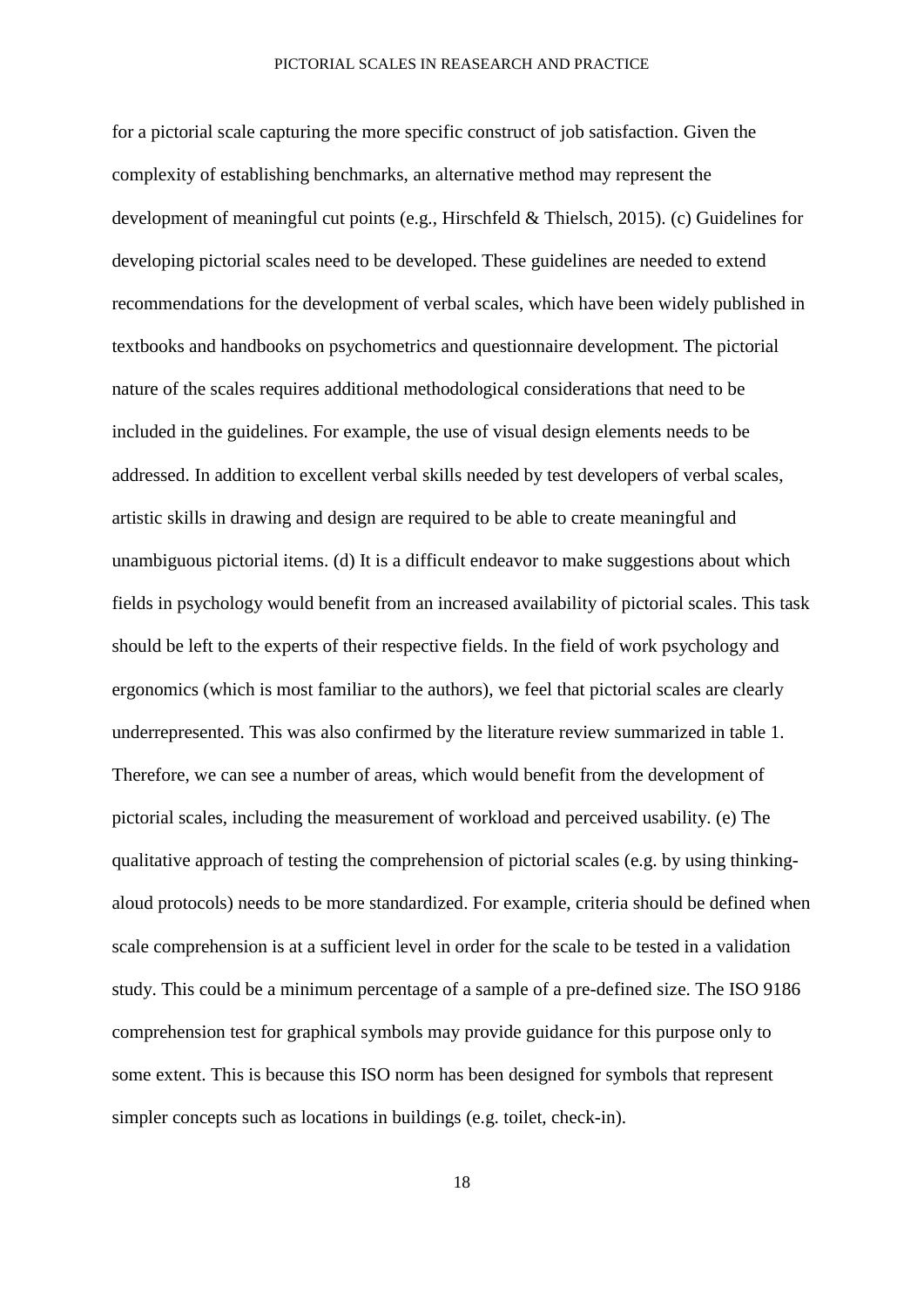for a pictorial scale capturing the more specific construct of job satisfaction. Given the complexity of establishing benchmarks, an alternative method may represent the development of meaningful cut points (e.g., Hirschfeld & Thielsch, 2015). (c) Guidelines for developing pictorial scales need to be developed. These guidelines are needed to extend recommendations for the development of verbal scales, which have been widely published in textbooks and handbooks on psychometrics and questionnaire development. The pictorial nature of the scales requires additional methodological considerations that need to be included in the guidelines. For example, the use of visual design elements needs to be addressed. In addition to excellent verbal skills needed by test developers of verbal scales, artistic skills in drawing and design are required to be able to create meaningful and unambiguous pictorial items. (d) It is a difficult endeavor to make suggestions about which fields in psychology would benefit from an increased availability of pictorial scales. This task should be left to the experts of their respective fields. In the field of work psychology and ergonomics (which is most familiar to the authors), we feel that pictorial scales are clearly underrepresented. This was also confirmed by the literature review summarized in table 1. Therefore, we can see a number of areas, which would benefit from the development of pictorial scales, including the measurement of workload and perceived usability. (e) The qualitative approach of testing the comprehension of pictorial scales (e.g. by using thinking-aloud protocols) needs to be more standardized. For example, criteria should be defined when scale comprehension is at a sufficient level in order for the scale to be tested in a validation study. This could be a minimum percentage of a sample of a pre-defined size. The ISO 9186 comprehension test for graphical symbols may provide guidance for this purpose only to some extent. This is because this ISO norm has been designed for symbols that represent simpler concepts such as locations in buildings (e.g. toilet, check-in).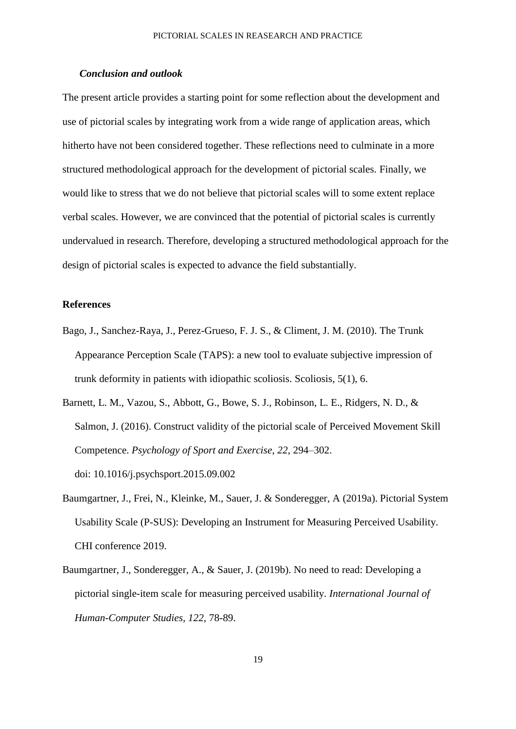### *Conclusion and outlook*

The present article provides a starting point for some reflection about the development and use of pictorial scales by integrating work from a wide range of application areas, which hitherto have not been considered together. These reflections need to culminate in a more structured methodological approach for the development of pictorial scales. Finally, we would like to stress that we do not believe that pictorial scales will to some extent replace verbal scales. However, we are convinced that the potential of pictorial scales is currently undervalued in research. Therefore, developing a structured methodological approach for the design of pictorial scales is expected to advance the field substantially.

**References**

Bago, J., Sanchez-Raya, J., Perez-Grueso, F. J. S., & Climent, J. M. (2010). The Trunk Appearance Perception Scale (TAPS): a new tool to evaluate subjective impression of trunk deformity in patients with idiopathic scoliosis. Scoliosis, 5(1), 6.

Barnett, L. M., Vazou, S., Abbott, G., Bowe, S. J., Robinson, L. E., Ridgers, N. D., & Salmon, J. (2016). Construct validity of the pictorial scale of Perceived Movement Skill Competence. *Psychology of Sport and Exercise*, *22*, 294–302. doi: 10.1016/j.psychsport.2015.09.002

Baumgartner, J., Frei, N., Kleinke, M., Sauer, J. & Sonderegger, A (2019a). Pictorial System Usability Scale (P-SUS): Developing an Instrument for Measuring Perceived Usability. CHI conference 2019.

Baumgartner, J., Sonderegger, A., & Sauer, J. (2019b). No need to read: Developing a pictorial single-item scale for measuring perceived usability. *International Journal of Human-Computer Studies, 122*, 78-89.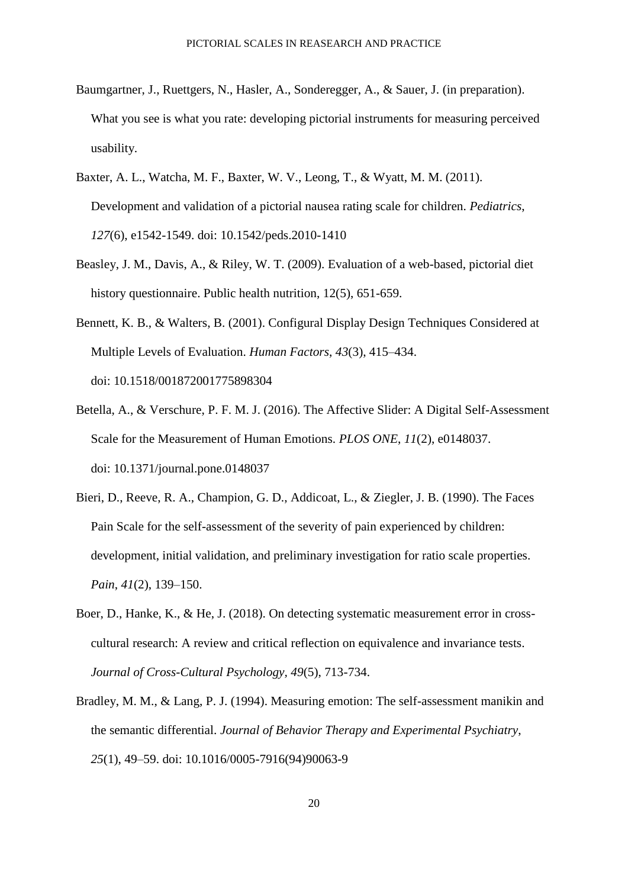Baumgartner, J., Ruettgers, N., Hasler, A., Sonderegger, A., & Sauer, J. (in preparation). What you see is what you rate: developing pictorial instruments for measuring perceived usability.

Baxter, A. L., Watcha, M. F., Baxter, W. V., Leong, T., & Wyatt, M. M. (2011). Development and validation of a pictorial nausea rating scale for children. *Pediatrics*, *127*(6), e1542-1549. doi: 10.1542/peds.2010-1410

Beasley, J. M., Davis, A., & Riley, W. T. (2009). Evaluation of a web-based, pictorial diet history questionnaire. Public health nutrition, 12(5), 651-659.

Bennett, K. B., & Walters, B. (2001). Configural Display Design Techniques Considered at Multiple Levels of Evaluation. *Human Factors*, *43*(3), 415–434. doi: 10.1518/001872001775898304

Betella, A., & Verschure, P. F. M. J. (2016). The Affective Slider: A Digital Self-Assessment Scale for the Measurement of Human Emotions. *PLOS ONE*, *11*(2), e0148037. doi: 10.1371/journal.pone.0148037

Bieri, D., Reeve, R. A., Champion, G. D., Addicoat, L., & Ziegler, J. B. (1990). The Faces Pain Scale for the self-assessment of the severity of pain experienced by children: development, initial validation, and preliminary investigation for ratio scale properties. *Pain*, *41*(2), 139–150.

Boer, D., Hanke, K., & He, J. (2018). On detecting systematic measurement error in cross-cultural research: A review and critical reflection on equivalence and invariance tests. *Journal of Cross-Cultural Psychology*, *49*(5), 713-734.

Bradley, M. M., & Lang, P. J. (1994). Measuring emotion: The self-assessment manikin and the semantic differential. *Journal of Behavior Therapy and Experimental Psychiatry*, *25*(1), 49–59. doi: 10.1016/0005-7916(94)90063-9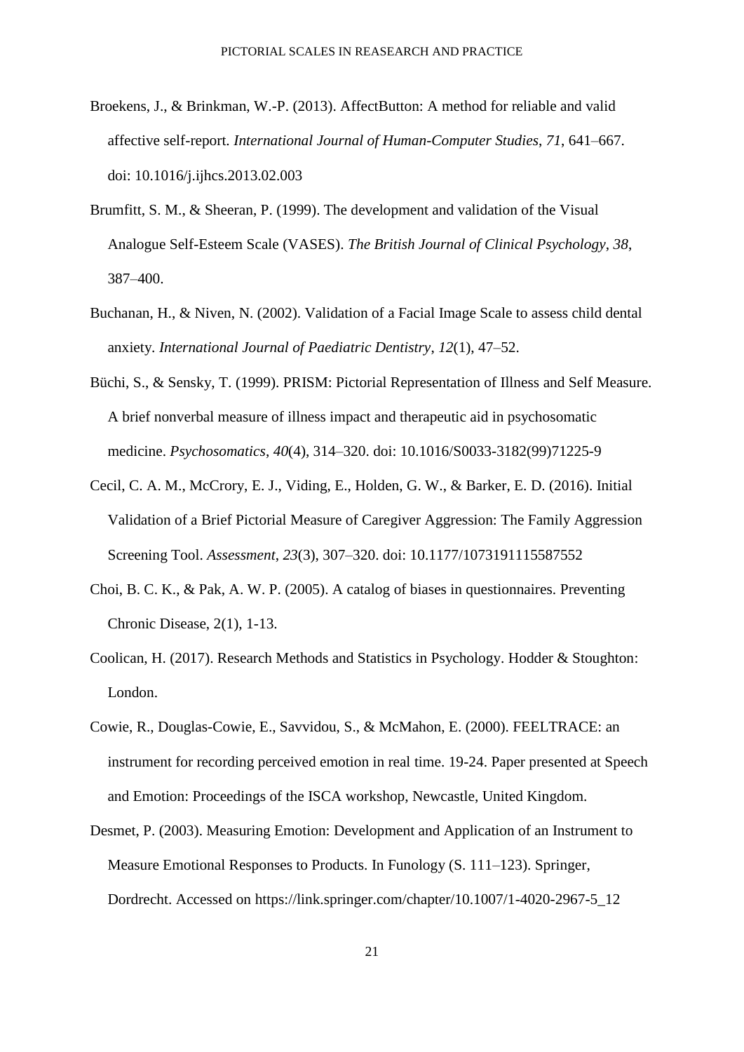Broekens, J., & Brinkman, W.-P. (2013). AffectButton: A method for reliable and valid affective self-report. *International Journal of Human-Computer Studies*, *71*, 641–667. doi: 10.1016/j.ijhcs.2013.02.003

Brumfitt, S. M., & Sheeran, P. (1999). The development and validation of the Visual Analogue Self-Esteem Scale (VASES). *The British Journal of Clinical Psychology*, *38*, 387–400.

Buchanan, H., & Niven, N. (2002). Validation of a Facial Image Scale to assess child dental anxiety. *International Journal of Paediatric Dentistry*, *12*(1), 47–52.

Büchi, S., & Sensky, T. (1999). PRISM: Pictorial Representation of Illness and Self Measure. A brief nonverbal measure of illness impact and therapeutic aid in psychosomatic medicine. *Psychosomatics*, *40*(4), 314–320. doi: 10.1016/S0033-3182(99)71225-9

Cecil, C. A. M., McCrory, E. J., Viding, E., Holden, G. W., & Barker, E. D. (2016). Initial Validation of a Brief Pictorial Measure of Caregiver Aggression: The Family Aggression Screening Tool. *Assessment*, *23*(3), 307–320. doi: 10.1177/1073191115587552

Choi, B. C. K., & Pak, A. W. P. (2005). A catalog of biases in questionnaires. Preventing Chronic Disease, 2(1), 1-13.

Coolican, H. (2017). Research Methods and Statistics in Psychology. Hodder & Stoughton: London.

Cowie, R., Douglas-Cowie, E., Savvidou, S., & McMahon, E. (2000). FEELTRACE: an instrument for recording perceived emotion in real time. 19-24. Paper presented at Speech and Emotion: Proceedings of the ISCA workshop, Newcastle, United Kingdom.

Desmet, P. (2003). Measuring Emotion: Development and Application of an Instrument to Measure Emotional Responses to Products. In Funology (S. 111–123). Springer, Dordrecht. Accessed on https://link.springer.com/chapter/10.1007/1-4020-2967-5_12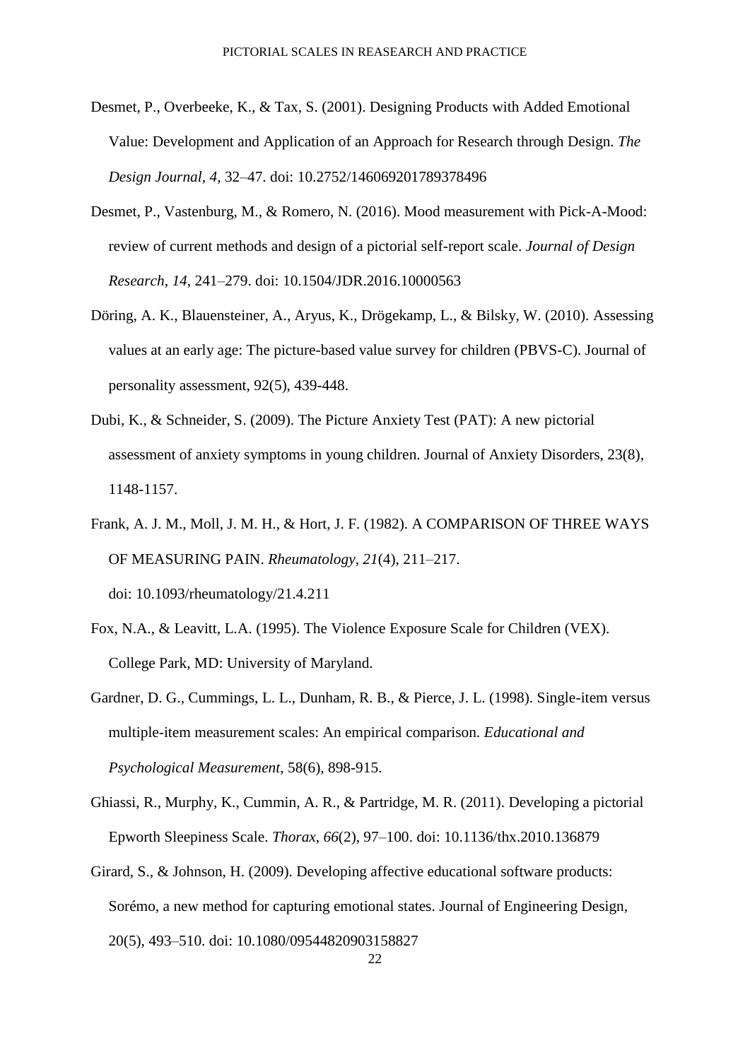Desmet, P., Overbeeke, K., & Tax, S. (2001). Designing Products with Added Emotional Value: Development and Application of an Approach for Research through Design. *The Design Journal*, *4*, 32–47. doi: 10.2752/146069201789378496

Desmet, P., Vastenburg, M., & Romero, N. (2016). Mood measurement with Pick-A-Mood: review of current methods and design of a pictorial self-report scale. *Journal of Design Research*, *14*, 241–279. doi: 10.1504/JDR.2016.10000563

Döring, A. K., Blauensteiner, A., Aryus, K., Drögekamp, L., & Bilsky, W. (2010). Assessing values at an early age: The picture-based value survey for children (PBVS-C). Journal of personality assessment, 92(5), 439-448.

Dubi, K., & Schneider, S. (2009). The Picture Anxiety Test (PAT): A new pictorial assessment of anxiety symptoms in young children. Journal of Anxiety Disorders, 23(8), 1148-1157.

Frank, A. J. M., Moll, J. M. H., & Hort, J. F. (1982). A COMPARISON OF THREE WAYS OF MEASURING PAIN. *Rheumatology*, *21*(4), 211–217. doi: 10.1093/rheumatology/21.4.211

Fox, N.A., & Leavitt, L.A. (1995). The Violence Exposure Scale for Children (VEX). College Park, MD: University of Maryland.

Gardner, D. G., Cummings, L. L., Dunham, R. B., & Pierce, J. L. (1998). Single-item versus multiple-item measurement scales: An empirical comparison. *Educational and Psychological Measurement*, 58(6), 898-915.

Ghiassi, R., Murphy, K., Cummin, A. R., & Partridge, M. R. (2011). Developing a pictorial Epworth Sleepiness Scale. *Thorax*, *66*(2), 97–100. doi: 10.1136/thx.2010.136879

Girard, S., & Johnson, H. (2009). Developing affective educational software products: Sorémo, a new method for capturing emotional states. Journal of Engineering Design, 20(5), 493–510. doi: 10.1080/09544820903158827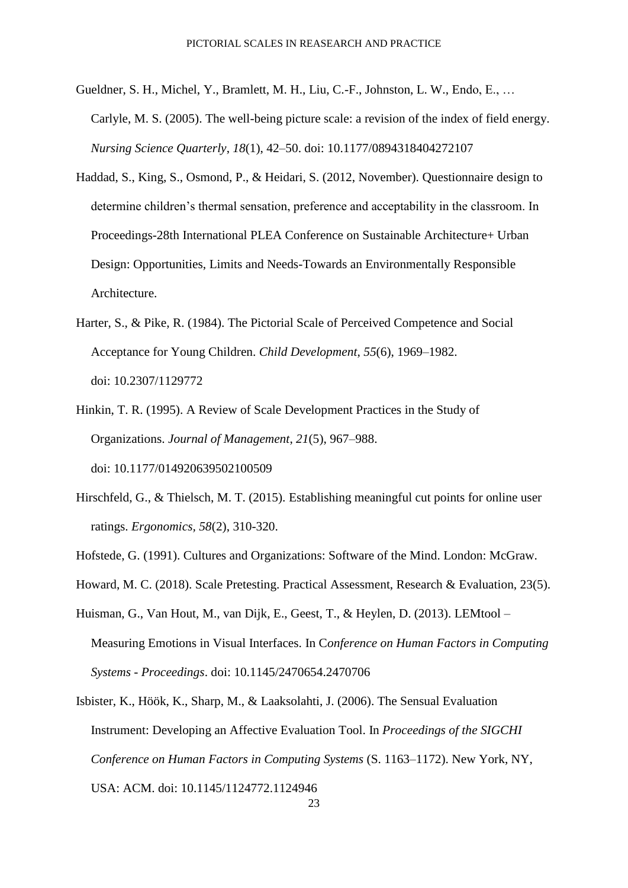Gueldner, S. H., Michel, Y., Bramlett, M. H., Liu, C.-F., Johnston, L. W., Endo, E., … Carlyle, M. S. (2005). The well-being picture scale: a revision of the index of field energy. *Nursing Science Quarterly*, *18*(1), 42–50. doi: 10.1177/0894318404272107

Haddad, S., King, S., Osmond, P., & Heidari, S. (2012, November). Questionnaire design to determine children's thermal sensation, preference and acceptability in the classroom. In Proceedings-28th International PLEA Conference on Sustainable Architecture+ Urban Design: Opportunities, Limits and Needs-Towards an Environmentally Responsible Architecture.

Harter, S., & Pike, R. (1984). The Pictorial Scale of Perceived Competence and Social Acceptance for Young Children. *Child Development*, *55*(6), 1969–1982. doi: 10.2307/1129772

Hinkin, T. R. (1995). A Review of Scale Development Practices in the Study of Organizations. *Journal of Management*, *21*(5), 967–988. doi: 10.1177/014920639502100509

Hirschfeld, G., & Thielsch, M. T. (2015). Establishing meaningful cut points for online user ratings. *Ergonomics*, *58*(2), 310-320.

Hofstede, G. (1991). Cultures and Organizations: Software of the Mind. London: McGraw.

Howard, M. C. (2018). Scale Pretesting. Practical Assessment, Research & Evaluation, 23(5).

Huisman, G., Van Hout, M., van Dijk, E., Geest, T., & Heylen, D. (2013). LEMtool – Measuring Emotions in Visual Interfaces. In C*onference on Human Factors in Computing Systems - Proceedings*. doi: 10.1145/2470654.2470706

Isbister, K., Höök, K., Sharp, M., & Laaksolahti, J. (2006). The Sensual Evaluation Instrument: Developing an Affective Evaluation Tool. In *Proceedings of the SIGCHI Conference on Human Factors in Computing Systems* (S. 1163–1172). New York, NY, USA: ACM. doi: 10.1145/1124772.1124946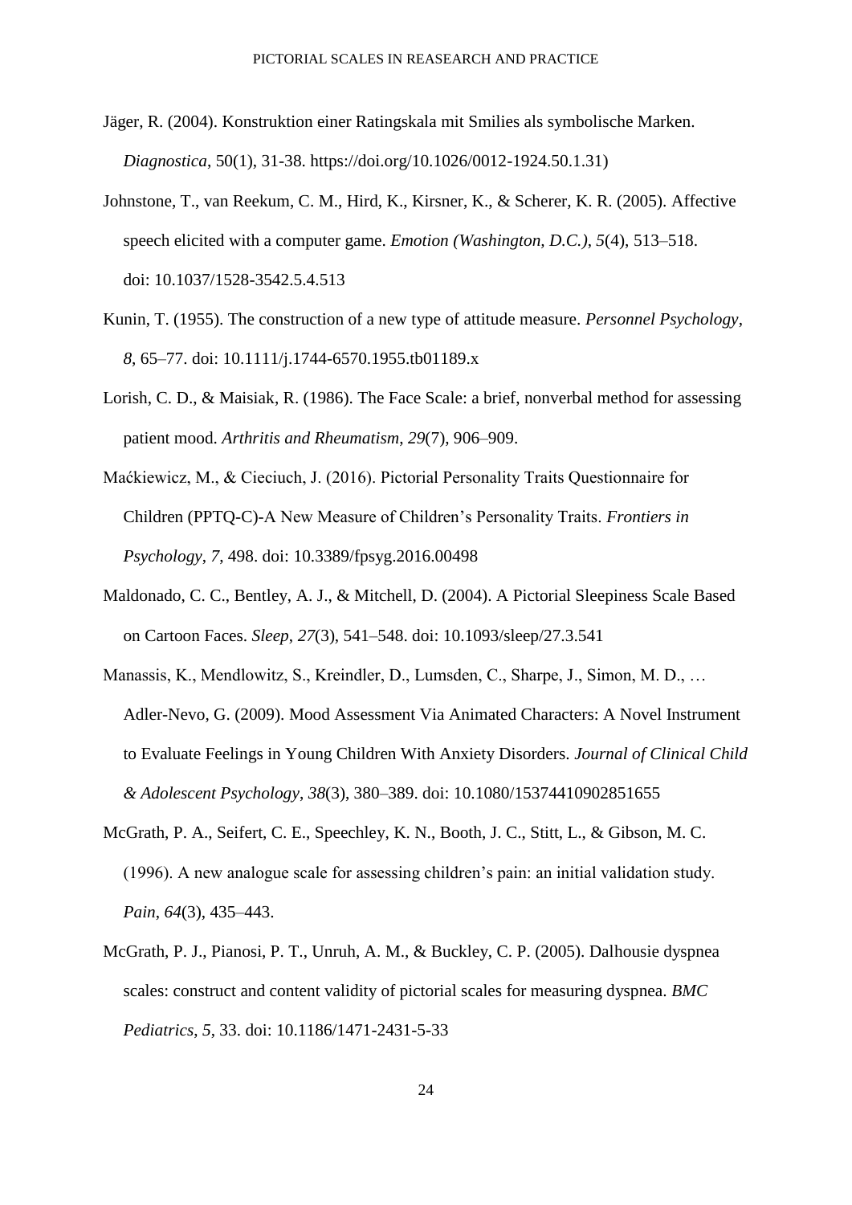Jäger, R. (2004). Konstruktion einer Ratingskala mit Smilies als symbolische Marken. *Diagnostica*, 50(1), 31-38. https://doi.org/10.1026/0012-1924.50.1.31)

Johnstone, T., van Reekum, C. M., Hird, K., Kirsner, K., & Scherer, K. R. (2005). Affective speech elicited with a computer game. *Emotion (Washington, D.C.)*, *5*(4), 513–518. doi: 10.1037/1528-3542.5.4.513

Kunin, T. (1955). The construction of a new type of attitude measure. *Personnel Psychology*, *8*, 65–77. doi: 10.1111/j.1744-6570.1955.tb01189.x

Lorish, C. D., & Maisiak, R. (1986). The Face Scale: a brief, nonverbal method for assessing patient mood. *Arthritis and Rheumatism*, *29*(7), 906–909.

Maćkiewicz, M., & Cieciuch, J. (2016). Pictorial Personality Traits Questionnaire for Children (PPTQ-C)-A New Measure of Children's Personality Traits. *Frontiers in Psychology*, *7*, 498. doi: 10.3389/fpsyg.2016.00498

Maldonado, C. C., Bentley, A. J., & Mitchell, D. (2004). A Pictorial Sleepiness Scale Based on Cartoon Faces. *Sleep*, *27*(3), 541–548. doi: 10.1093/sleep/27.3.541

Manassis, K., Mendlowitz, S., Kreindler, D., Lumsden, C., Sharpe, J., Simon, M. D., … Adler-Nevo, G. (2009). Mood Assessment Via Animated Characters: A Novel Instrument to Evaluate Feelings in Young Children With Anxiety Disorders. *Journal of Clinical Child & Adolescent Psychology*, *38*(3), 380–389. doi: 10.1080/15374410902851655

McGrath, P. A., Seifert, C. E., Speechley, K. N., Booth, J. C., Stitt, L., & Gibson, M. C. (1996). A new analogue scale for assessing children's pain: an initial validation study. *Pain*, *64*(3), 435–443.

McGrath, P. J., Pianosi, P. T., Unruh, A. M., & Buckley, C. P. (2005). Dalhousie dyspnea scales: construct and content validity of pictorial scales for measuring dyspnea. *BMC Pediatrics*, *5*, 33. doi: 10.1186/1471-2431-5-33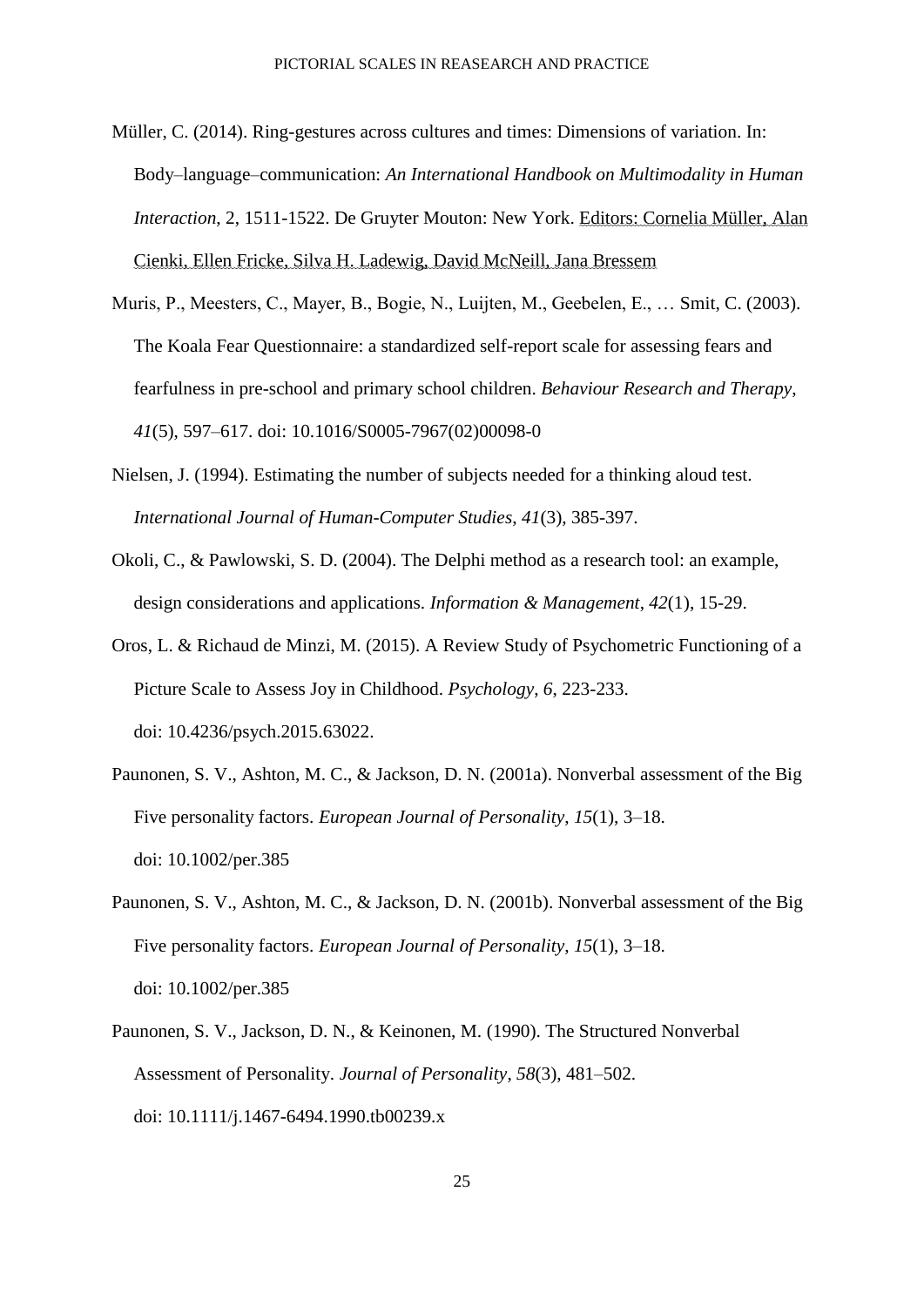Müller, C. (2014). Ring-gestures across cultures and times: Dimensions of variation. In: Body–language–communication: *An International Handbook on Multimodality in Human Interaction*, 2, 1511-1522. De Gruyter Mouton: New York. Editors: Cornelia Müller, Alan Cienki, Ellen Fricke, Silva H. Ladewig, David McNeill, Jana Bressem

Muris, P., Meesters, C., Mayer, B., Bogie, N., Luijten, M., Geebelen, E., … Smit, C. (2003). The Koala Fear Questionnaire: a standardized self-report scale for assessing fears and fearfulness in pre-school and primary school children. *Behaviour Research and Therapy*, *41*(5), 597–617. doi: 10.1016/S0005-7967(02)00098-0

Nielsen, J. (1994). Estimating the number of subjects needed for a thinking aloud test. *International Journal of Human-Computer Studies*, *41*(3), 385-397.

Okoli, C., & Pawlowski, S. D. (2004). The Delphi method as a research tool: an example, design considerations and applications. *Information & Management*, *42*(1), 15-29.

Oros, L. & Richaud de Minzi, M. (2015). A Review Study of Psychometric Functioning of a Picture Scale to Assess Joy in Childhood. *Psychology*, *6*, 223-233. doi: 10.4236/psych.2015.63022.

Paunonen, S. V., Ashton, M. C., & Jackson, D. N. (2001a). Nonverbal assessment of the Big Five personality factors. *European Journal of Personality*, *15*(1), 3–18. doi: 10.1002/per.385

Paunonen, S. V., Ashton, M. C., & Jackson, D. N. (2001b). Nonverbal assessment of the Big Five personality factors. *European Journal of Personality*, *15*(1), 3–18. doi: 10.1002/per.385

Paunonen, S. V., Jackson, D. N., & Keinonen, M. (1990). The Structured Nonverbal Assessment of Personality. *Journal of Personality*, *58*(3), 481–502. doi: 10.1111/j.1467-6494.1990.tb00239.x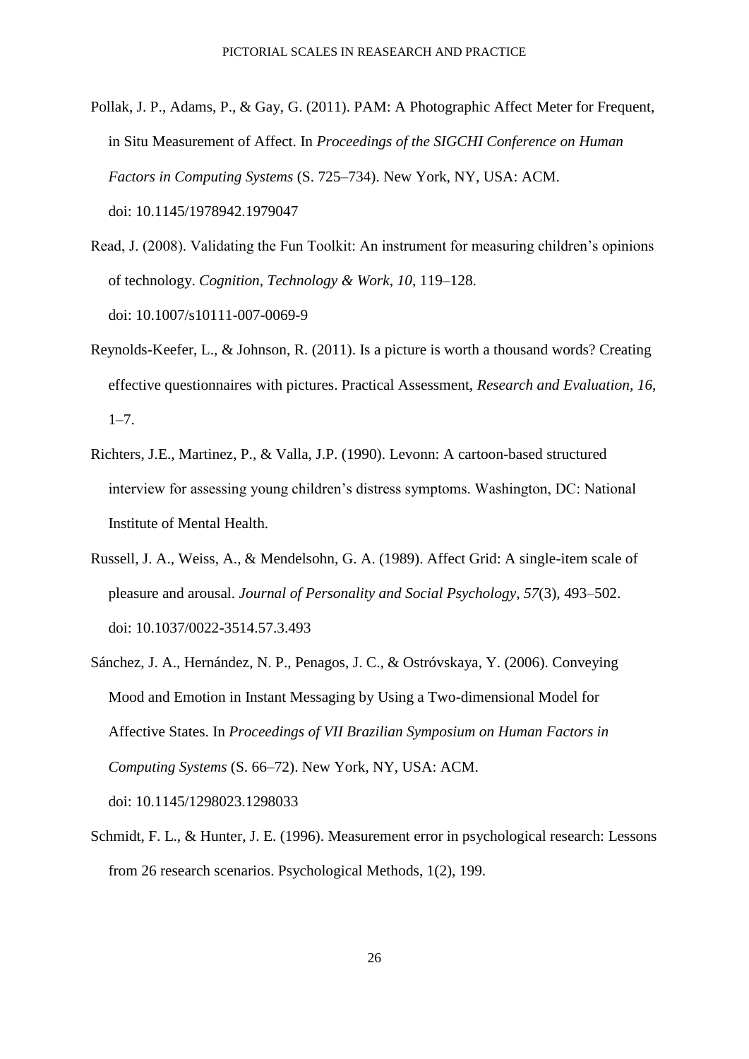Pollak, J. P., Adams, P., & Gay, G. (2011). PAM: A Photographic Affect Meter for Frequent, in Situ Measurement of Affect. In *Proceedings of the SIGCHI Conference on Human Factors in Computing Systems* (S. 725–734). New York, NY, USA: ACM. doi: 10.1145/1978942.1979047

Read, J. (2008). Validating the Fun Toolkit: An instrument for measuring children's opinions of technology. *Cognition, Technology & Work*, *10*, 119–128. doi: 10.1007/s10111-007-0069-9

Reynolds-Keefer, L., & Johnson, R. (2011). Is a picture is worth a thousand words? Creating effective questionnaires with pictures. Practical Assessment, *Research and Evaluation*, *16*, 1–7.

Richters, J.E., Martinez, P., & Valla, J.P. (1990). Levonn: A cartoon-based structured interview for assessing young children's distress symptoms. Washington, DC: National Institute of Mental Health.

Russell, J. A., Weiss, A., & Mendelsohn, G. A. (1989). Affect Grid: A single-item scale of pleasure and arousal. *Journal of Personality and Social Psychology*, *57*(3), 493–502. doi: 10.1037/0022-3514.57.3.493

Sánchez, J. A., Hernández, N. P., Penagos, J. C., & Ostróvskaya, Y. (2006). Conveying Mood and Emotion in Instant Messaging by Using a Two-dimensional Model for Affective States. In *Proceedings of VII Brazilian Symposium on Human Factors in Computing Systems* (S. 66–72). New York, NY, USA: ACM. doi: 10.1145/1298023.1298033

Schmidt, F. L., & Hunter, J. E. (1996). Measurement error in psychological research: Lessons from 26 research scenarios. Psychological Methods, 1(2), 199.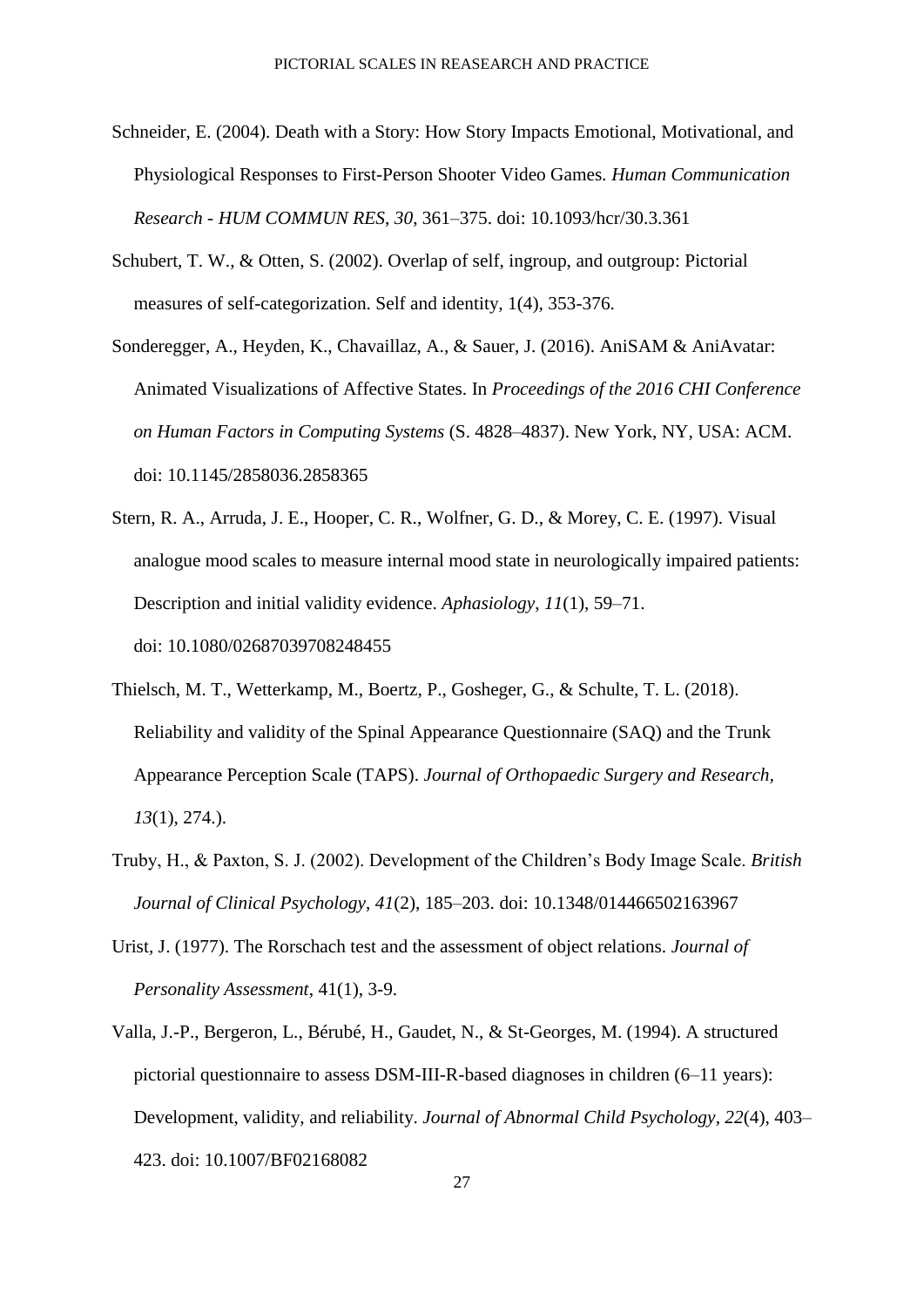Schneider, E. (2004). Death with a Story: How Story Impacts Emotional, Motivational, and Physiological Responses to First-Person Shooter Video Games. *Human Communication Research - HUM COMMUN RES*, *30*, 361–375. doi: 10.1093/hcr/30.3.361

Schubert, T. W., & Otten, S. (2002). Overlap of self, ingroup, and outgroup: Pictorial measures of self-categorization. Self and identity, 1(4), 353-376.

Sonderegger, A., Heyden, K., Chavaillaz, A., & Sauer, J. (2016). AniSAM & AniAvatar: Animated Visualizations of Affective States. In *Proceedings of the 2016 CHI Conference on Human Factors in Computing Systems* (S. 4828–4837). New York, NY, USA: ACM. doi: 10.1145/2858036.2858365

Stern, R. A., Arruda, J. E., Hooper, C. R., Wolfner, G. D., & Morey, C. E. (1997). Visual analogue mood scales to measure internal mood state in neurologically impaired patients: Description and initial validity evidence. *Aphasiology*, *11*(1), 59–71. doi: 10.1080/02687039708248455

Thielsch, M. T., Wetterkamp, M., Boertz, P., Gosheger, G., & Schulte, T. L. (2018). Reliability and validity of the Spinal Appearance Questionnaire (SAQ) and the Trunk Appearance Perception Scale (TAPS). *Journal of Orthopaedic Surgery and Research*, *13*(1), 274.).

Truby, H., & Paxton, S. J. (2002). Development of the Children's Body Image Scale. *British Journal of Clinical Psychology*, *41*(2), 185–203. doi: 10.1348/014466502163967

Urist, J. (1977). The Rorschach test and the assessment of object relations. *Journal of Personality Assessment*, 41(1), 3-9.

Valla, J.-P., Bergeron, L., Bérubé, H., Gaudet, N., & St-Georges, M. (1994). A structured pictorial questionnaire to assess DSM-III-R-based diagnoses in children (6–11 years): Development, validity, and reliability. *Journal of Abnormal Child Psychology*, *22*(4), 403–423. doi: 10.1007/BF02168082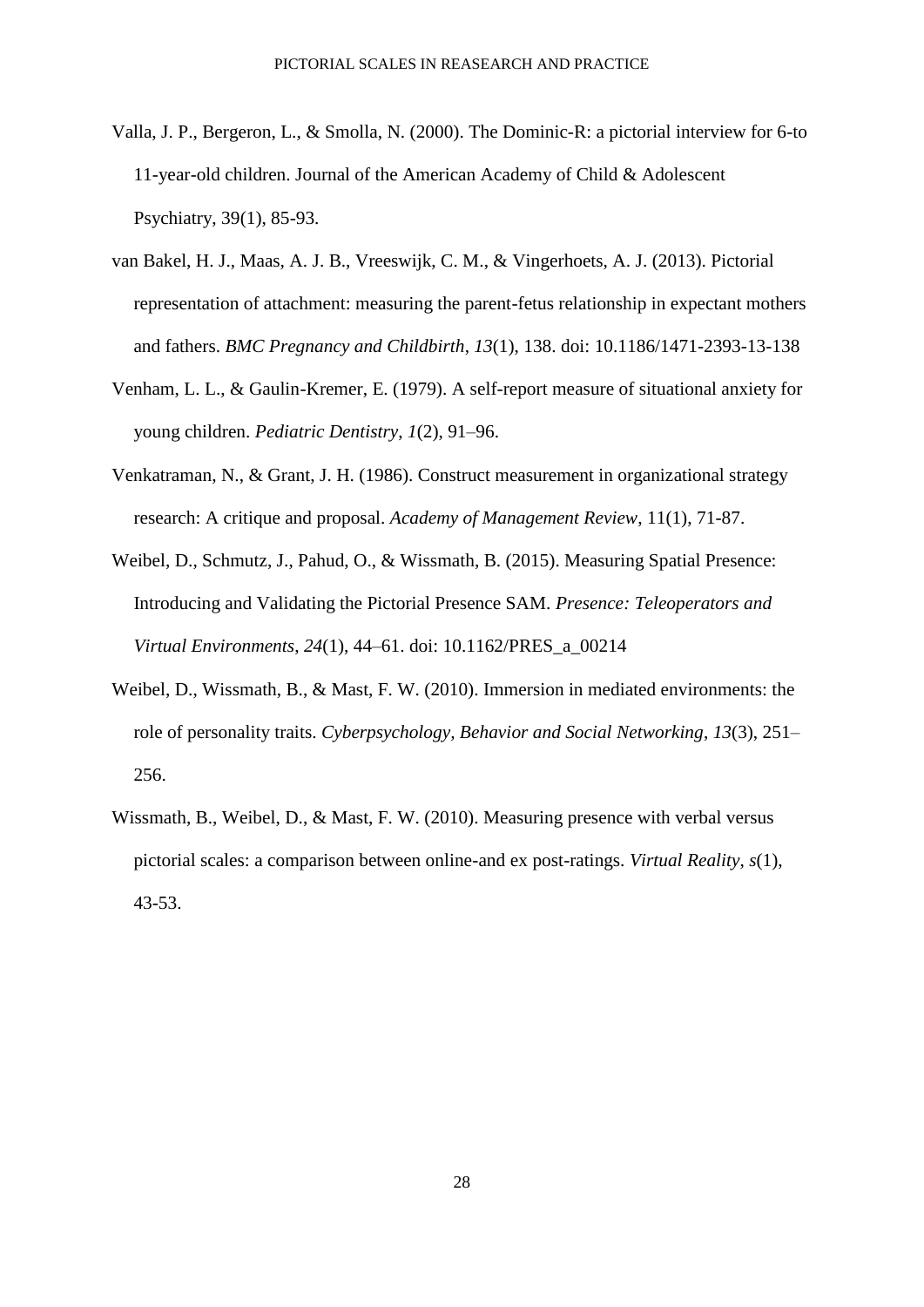Valla, J. P., Bergeron, L., & Smolla, N. (2000). The Dominic-R: a pictorial interview for 6-to 11-year-old children. Journal of the American Academy of Child & Adolescent Psychiatry, 39(1), 85-93.

van Bakel, H. J., Maas, A. J. B., Vreeswijk, C. M., & Vingerhoets, A. J. (2013). Pictorial representation of attachment: measuring the parent-fetus relationship in expectant mothers and fathers. *BMC Pregnancy and Childbirth*, *13*(1), 138. doi: 10.1186/1471-2393-13-138

Venham, L. L., & Gaulin-Kremer, E. (1979). A self-report measure of situational anxiety for young children. *Pediatric Dentistry*, *1*(2), 91–96.

Venkatraman, N., & Grant, J. H. (1986). Construct measurement in organizational strategy research: A critique and proposal. *Academy of Management Review*, 11(1), 71-87.

Weibel, D., Schmutz, J., Pahud, O., & Wissmath, B. (2015). Measuring Spatial Presence: Introducing and Validating the Pictorial Presence SAM. *Presence: Teleoperators and Virtual Environments*, *24*(1), 44–61. doi: 10.1162/PRES_a_00214

Weibel, D., Wissmath, B., & Mast, F. W. (2010). Immersion in mediated environments: the role of personality traits. *Cyberpsychology, Behavior and Social Networking*, *13*(3), 251–256.

Wissmath, B., Weibel, D., & Mast, F. W. (2010). Measuring presence with verbal versus pictorial scales: a comparison between online-and ex post-ratings. *Virtual Reality*, *s*(1), 43-53.